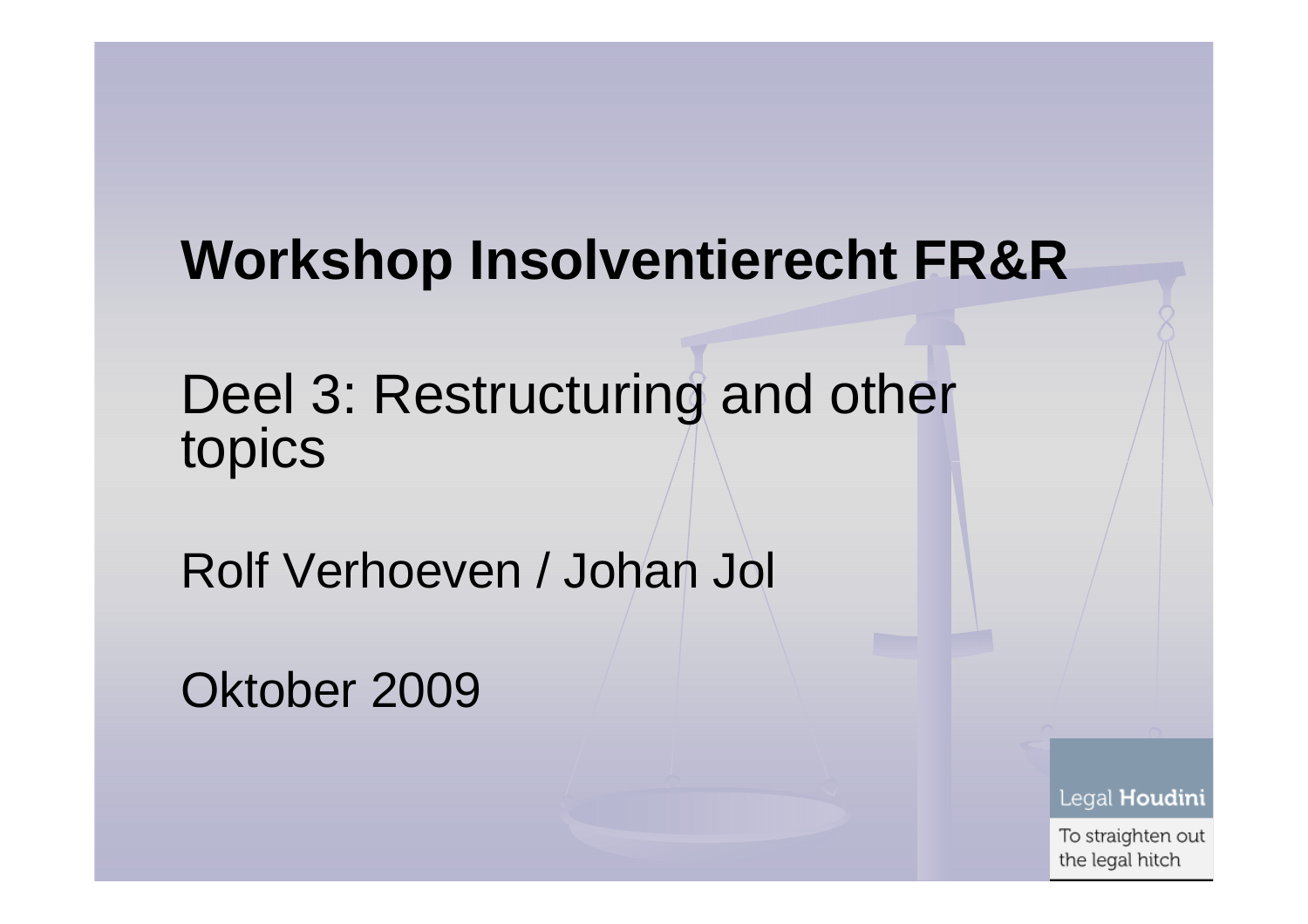# Workshop Insolventierecht FR&R

## Deel 3: Restructuring and other topics

Rolf Verhoeven / Johan Jol

Oktober 2009

Legal **Houdini**

To straighten out the legal hitch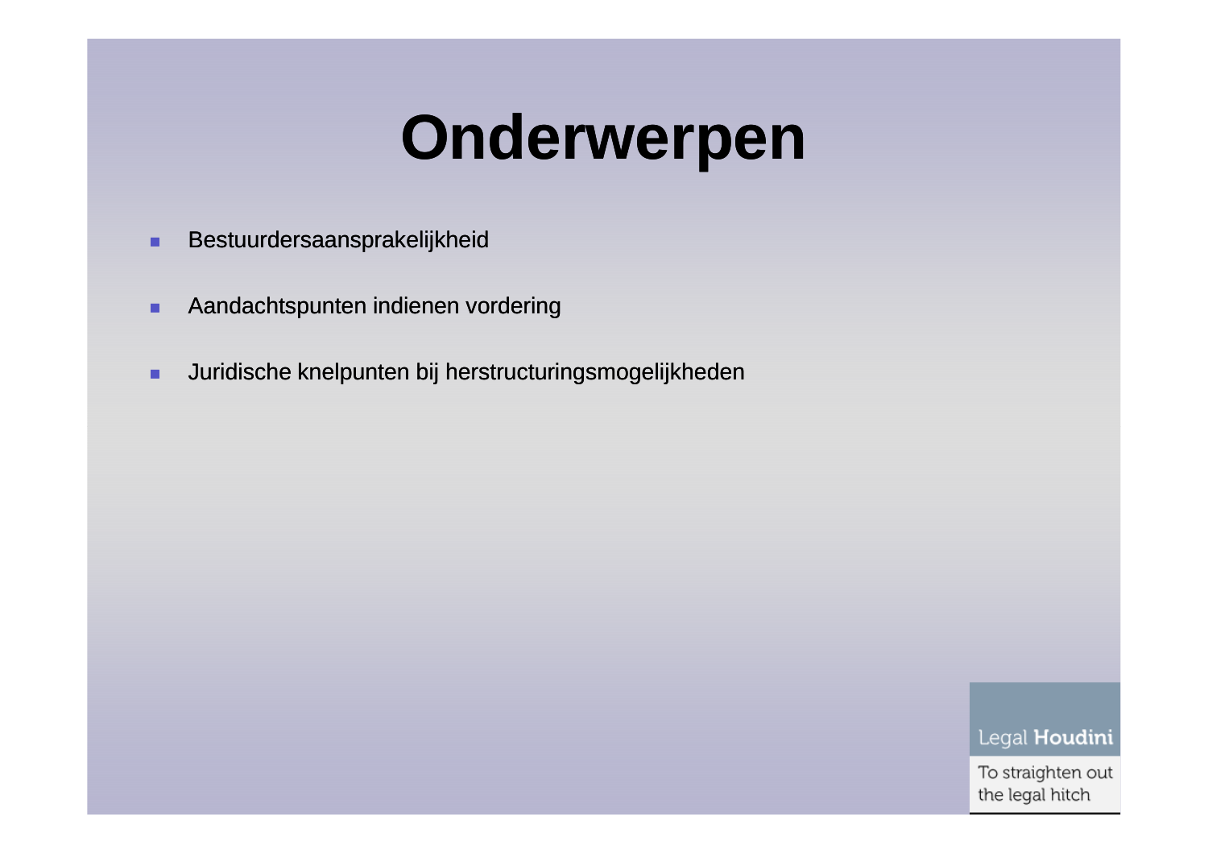# Onderwerpen

- Bestuurdersaansprakelijkheid
- Aandachtspunten indienen vordering
- Juridische knelpunten bij herstructureringsmogelijkheden

Legal **Houdini**

To straighten out the legal hitch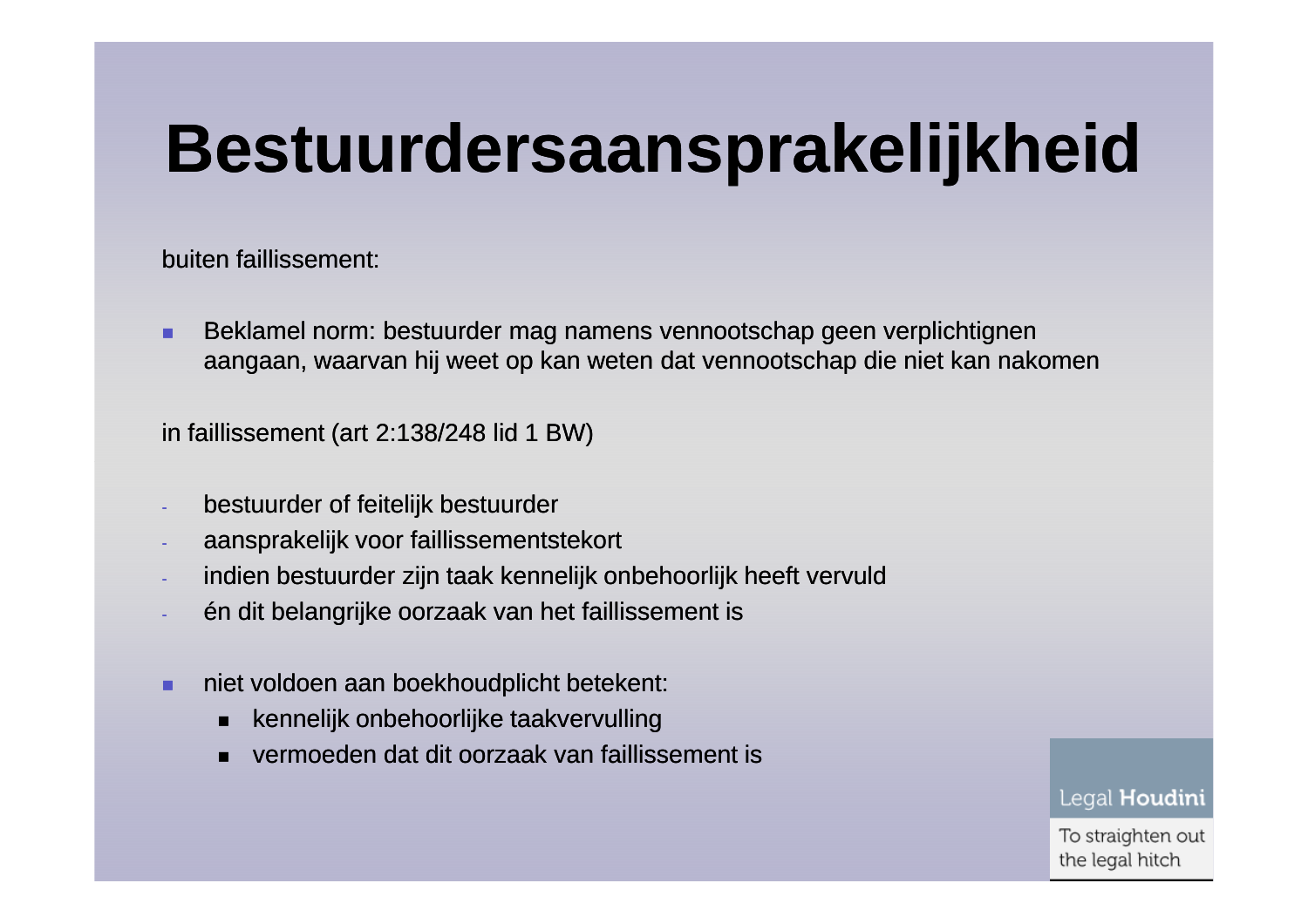# Bestuurdersaansprakelijkheid

buiten faillissement:

- Beklamel norm: bestuurder mag namens vennootschap geen verplichtignen aangaan, waarvan hij weet op kan weten dat vennootschap die niet kan nakomen

in faillissement (art 2:138/248 lid 1 BW)

- bestuurder of feitelijk bestuurder
- aansprakelijk voor faillissementstekort
- indien bestuurder zijn taak kennelijk onbehoorlijk heeft vervuld
- én dit belangrijke oorzaak van het faillissement is

- niet voldoen aan boekhoudplicht betekent:
  - kennelijk onbehoorlijke taakvervulling
  - vermoeden dat dit oorzaak van faillissement is

Legal **Houdini**

To straighten out the legal hitch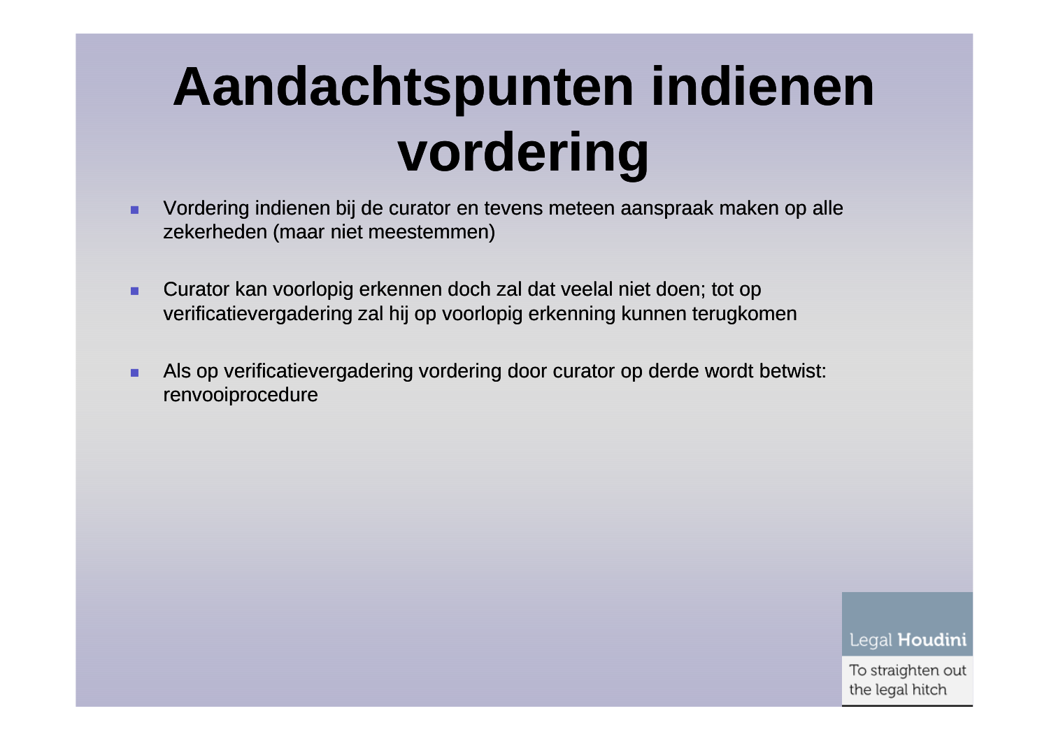# Aandachtspunten indienen vordering

- Vordering indienen bij de curator en tevens meteen aanspraak maken op alle zekerheden (maar niet meestemmen)

- Curator kan voorlopig erkennen doch zal dat veelal niet doen; tot op verificatievergadering zal hij op voorlopig erkenning kunnen terugkomen

- Als op verificatievergadering vordering door curator op derde wordt betwist: renvooiprocedure

Legal **Houdini**

To straighten out the legal hitch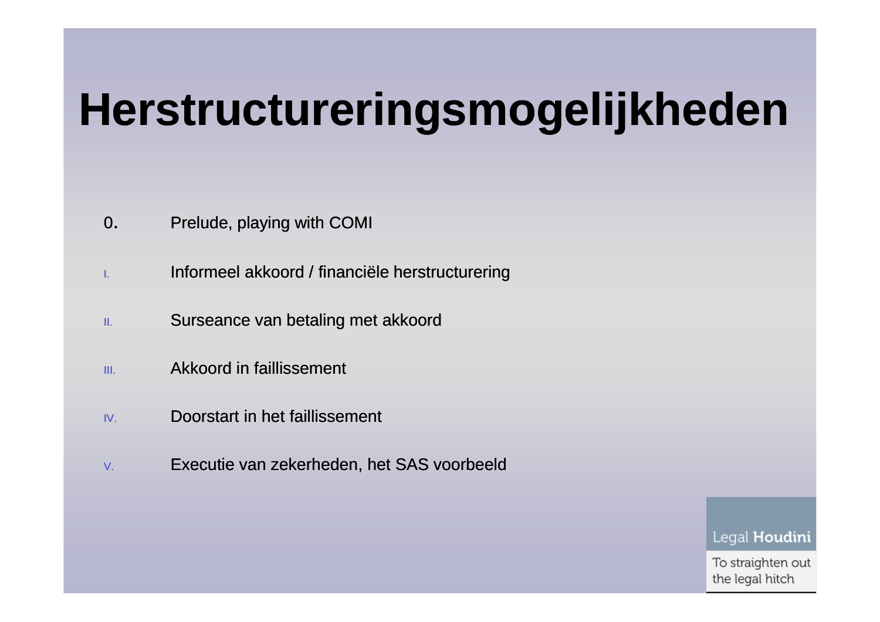# Herstructureringsmogelijkheden

0. Prelude, playing with COMI

I. Informeel akkoord / financiële herstructurering

II. Surseance van betaling met akkoord

III. Akkoord in faillissement

IV. Doorstart in het faillissement

V. Executie van zekerheden, het SAS voorbeeld

Legal **Houdini**

To straighten out the legal hitch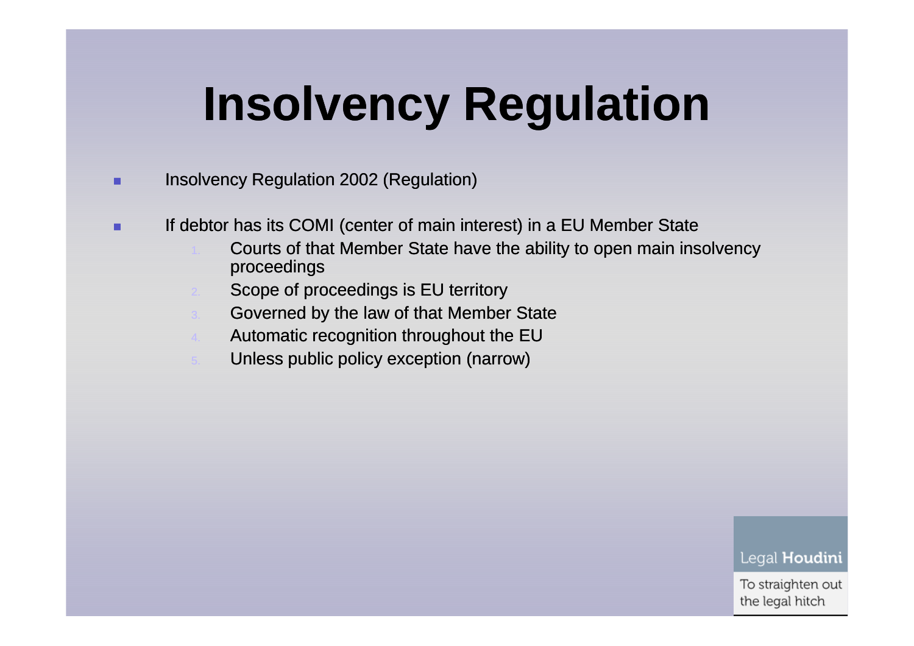# Insolvency Regulation

- Insolvency Regulation 2002 (Regulation)
- If debtor has its COMI (center of main interest) in a EU Member State
  1. Courts of that Member State have the ability to open main insolvency proceedings
  2. Scope of proceedings is EU territory
  3. Governed by the law of that Member State
  4. Automatic recognition throughout the EU
  5. Unless public policy exception (narrow)

Legal **Houdini**

To straighten out the legal hitch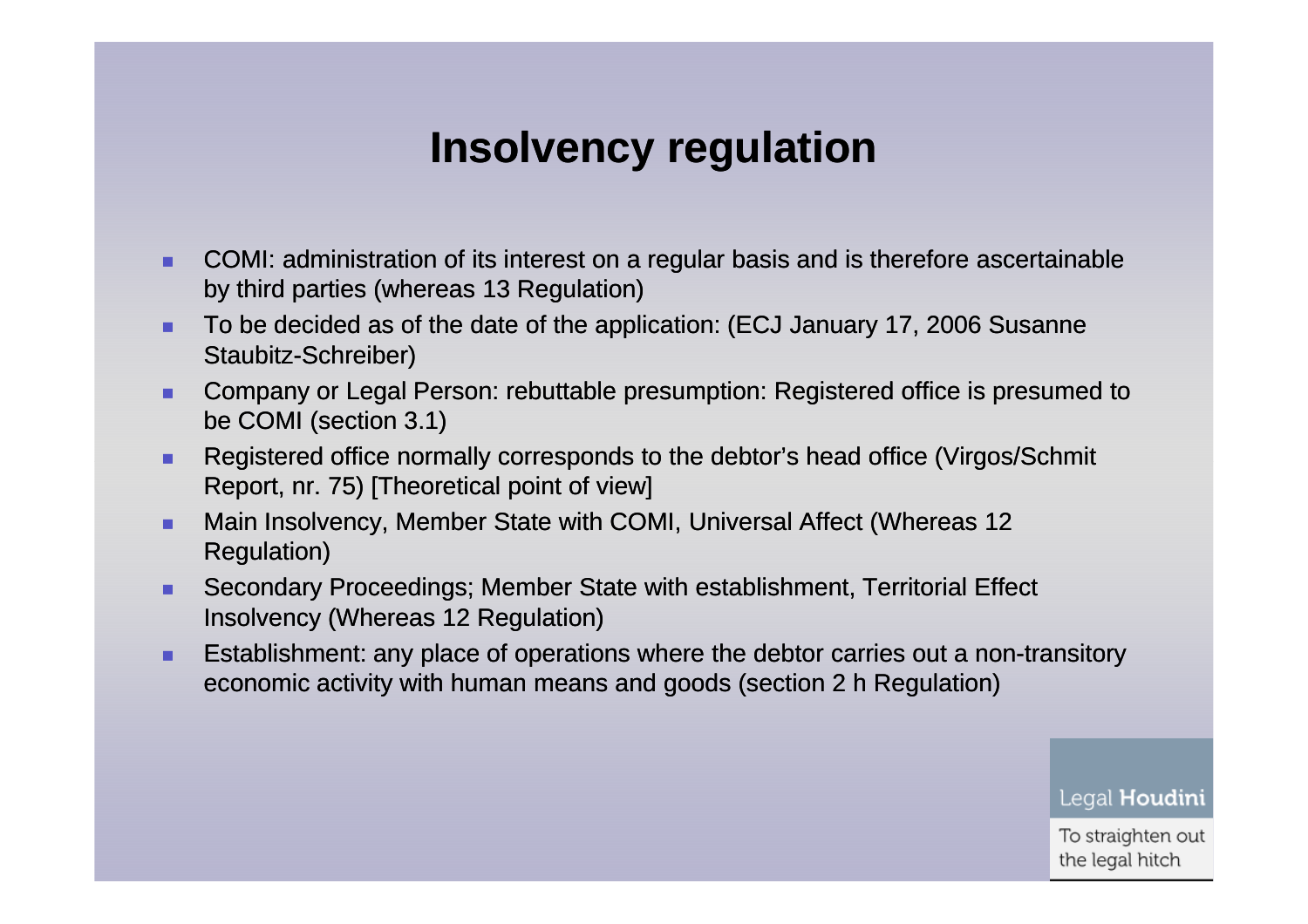# Insolvency regulation

- COMI: administration of its interest on a regular basis and is therefore ascertainable by third parties (whereas 13 Regulation)
- To be decided as of the date of the application: (ECJ January 17, 2006 Susanne Staubitz-Schreiber)
- Company or Legal Person: rebuttable presumption: Registered office is presumed to be COMI (section 3.1)
- Registered office normally corresponds to the debtor's head office (Virgos/Schmit Report, nr. 75) [Theoretical point of view]
- Main Insolvency, Member State with COMI, Universal Affect (Whereas 12 Regulation)
- Secondary Proceedings; Member State with establishment, Territorial Effect Insolvency (Whereas 12 Regulation)
- Establishment: any place of operations where the debtor carries out a non-transitory economic activity with human means and goods (section 2 h Regulation)

Legal **Houdini**

To straighten out the legal hitch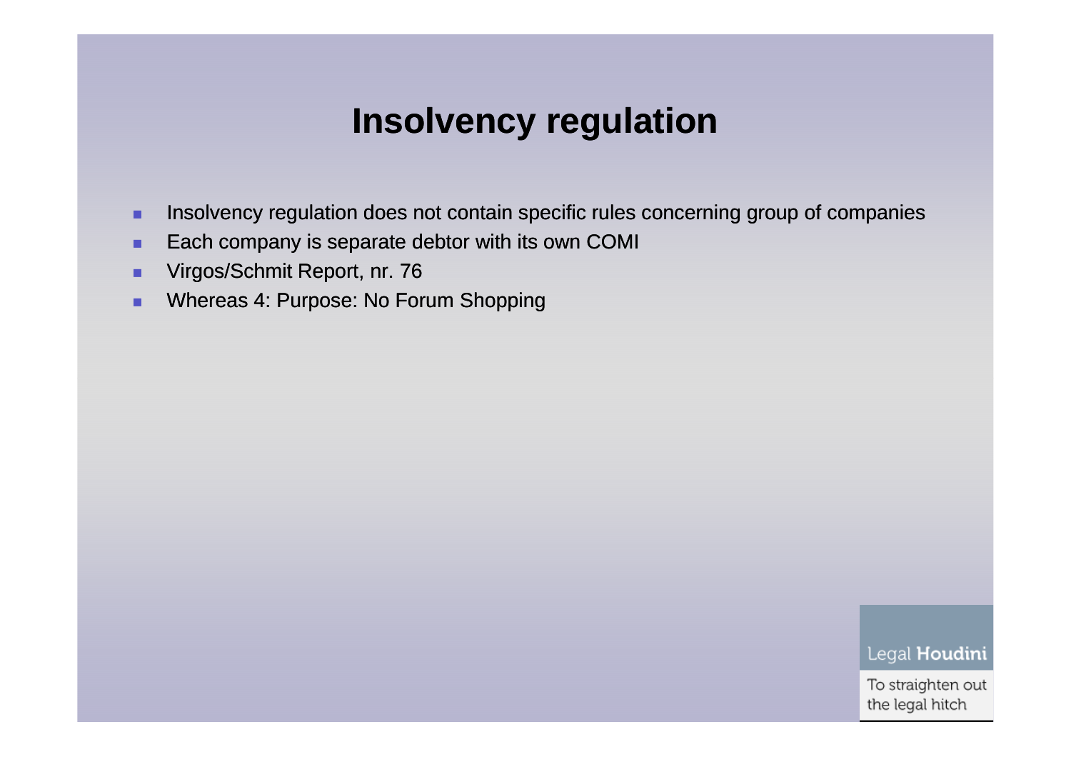# Insolvency regulation

- Insolvency regulation does not contain specific rules concerning group of companies
- Each company is separate debtor with its own COMI
- Virgos/Schmit Report, nr. 76
- Whereas 4: Purpose: No Forum Shopping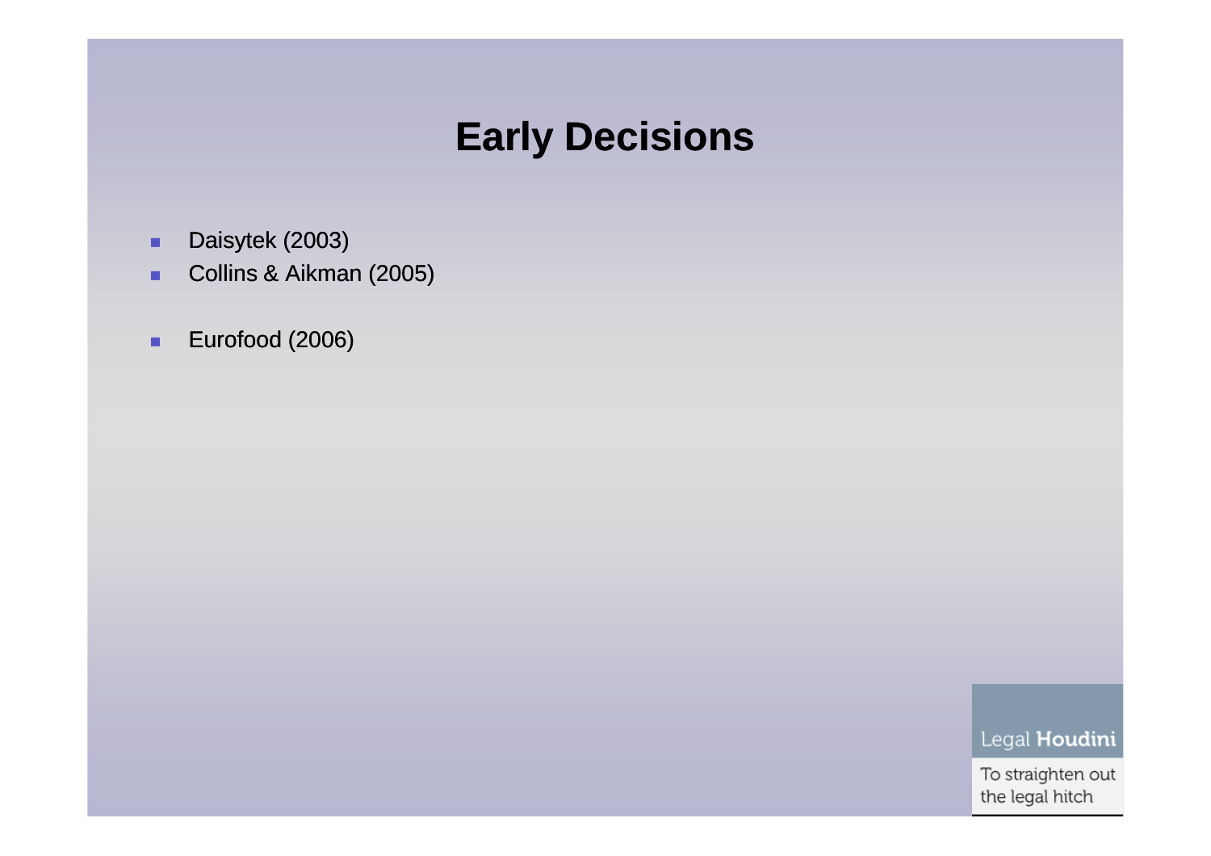# Early Decisions

- Daisytek (2003)
- Collins & Aikman (2005)
- Eurofood (2006)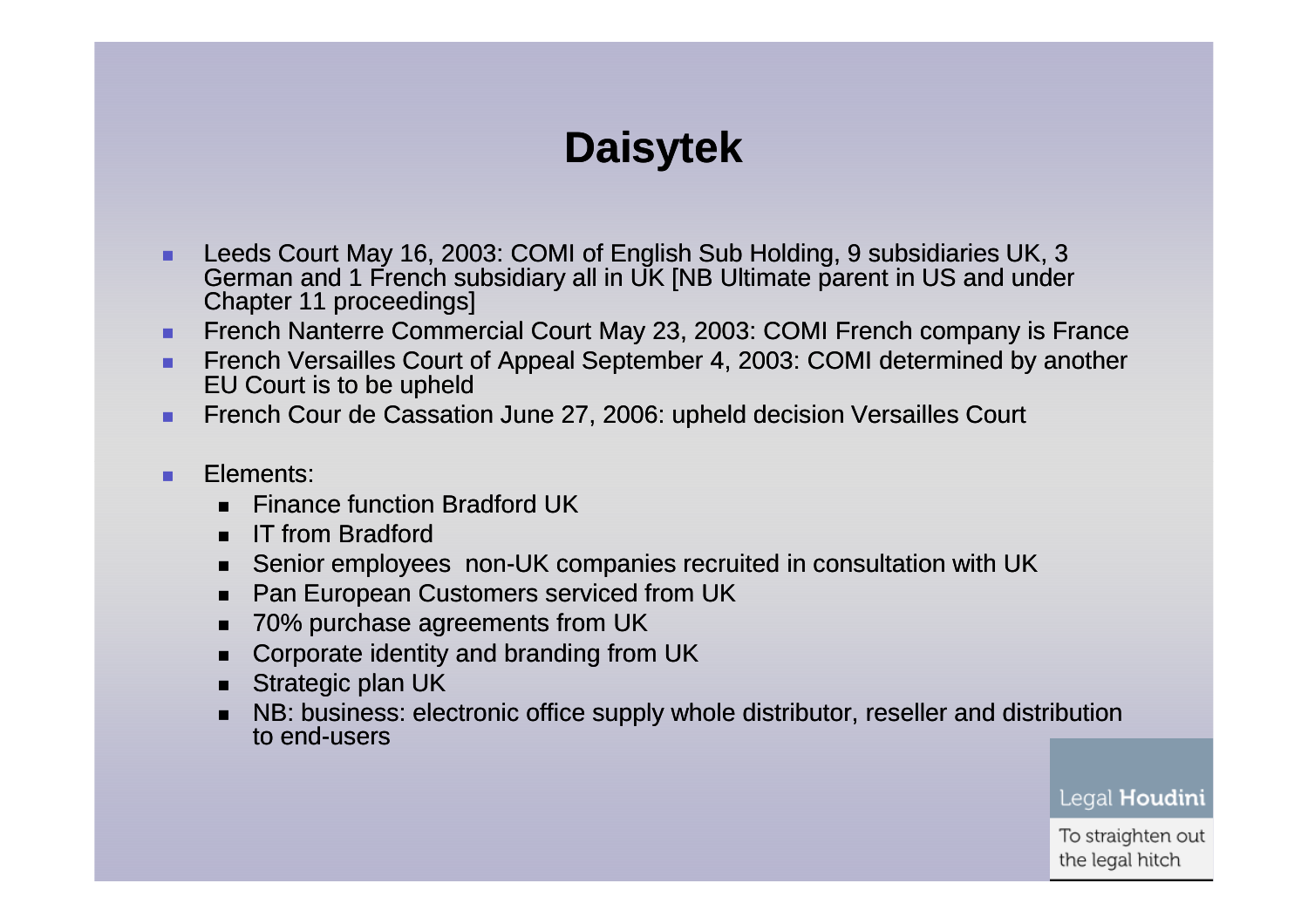# Daisytek

- Leeds Court May 16, 2003: COMI of English Sub Holding, 9 subsidiaries UK, 3 German and 1 French subsidiary all in UK [NB Ultimate parent in US and under Chapter 11 proceedings]
- French Nanterre Commercial Court May 23, 2003: COMI French company is France
- French Versailles Court of Appeal September 4, 2003: COMI determined by another EU Court is to be upheld
- French Cour de Cassation June 27, 2006: upheld decision Versailles Court

- Elements:
  - Finance function Bradford UK
  - IT from Bradford
  - Senior employees non-UK companies recruited in consultation with UK
  - Pan European Customers serviced from UK
  - 70% purchase agreements from UK
  - Corporate identity and branding from UK
  - Strategic plan UK
  - NB: business: electronic office supply whole distributor, reseller and distribution to end-users

Legal **Houdini**

To straighten out the legal hitch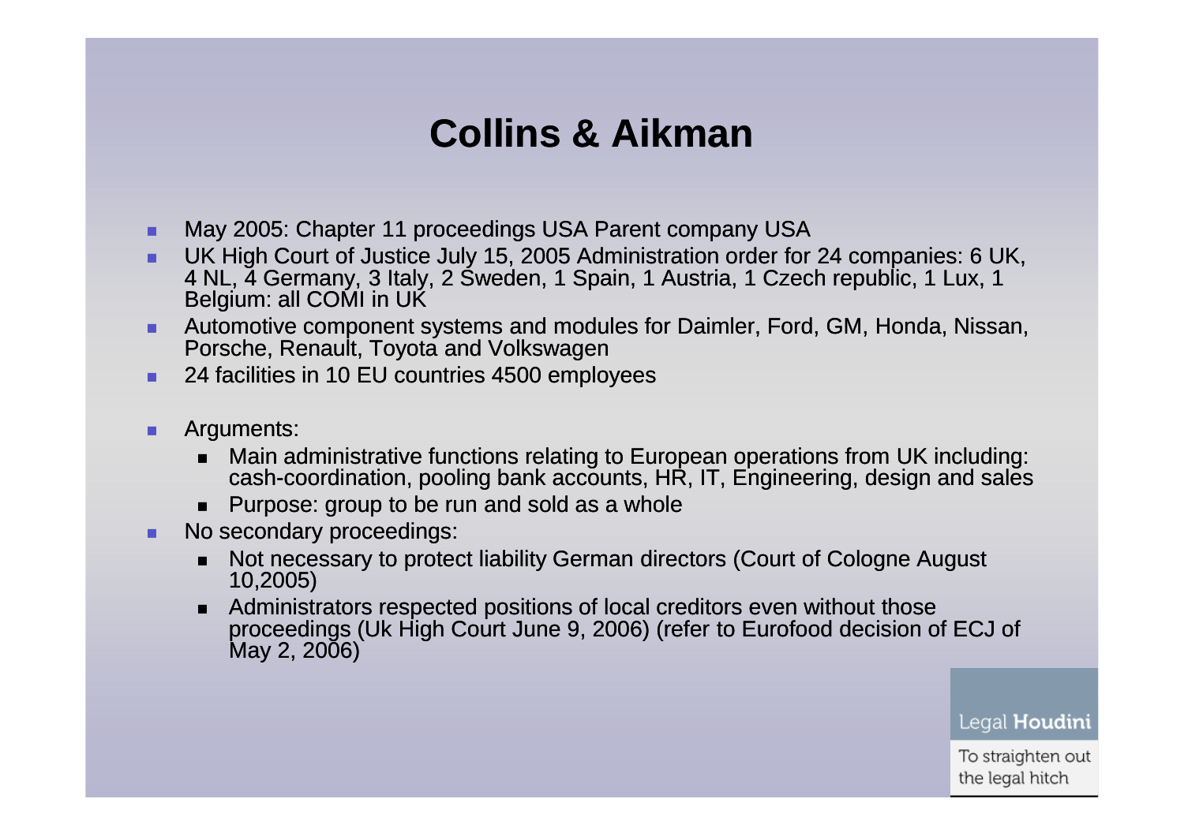# Collins & Aikman

- May 2005: Chapter 11 proceedings USA Parent company USA
- UK High Court of Justice July 15, 2005 Administration order for 24 companies: 6 UK, 4 NL, 4 Germany, 3 Italy, 2 Sweden, 1 Spain, 1 Austria, 1 Czech republic, 1 Lux, 1 Belgium: all COMI in UK
- Automotive component systems and modules for Daimler, Ford, GM, Honda, Nissan, Porsche, Renault, Toyota and Volkswagen
- 24 facilities in 10 EU countries 4500 employees

- Arguments:
  - Main administrative functions relating to European operations from UK including: cash-coordination, pooling bank accounts, HR, IT, Engineering, design and sales
  - Purpose: group to be run and sold as a whole
- No secondary proceedings:
  - Not necessary to protect liability German directors (Court of Cologne August 10,2005)
  - Administrators respected positions of local creditors even without those proceedings (Uk High Court June 9, 2006) (refer to Eurofood decision of ECJ of May 2, 2006)

Legal **Houdini**

To straighten out the legal hitch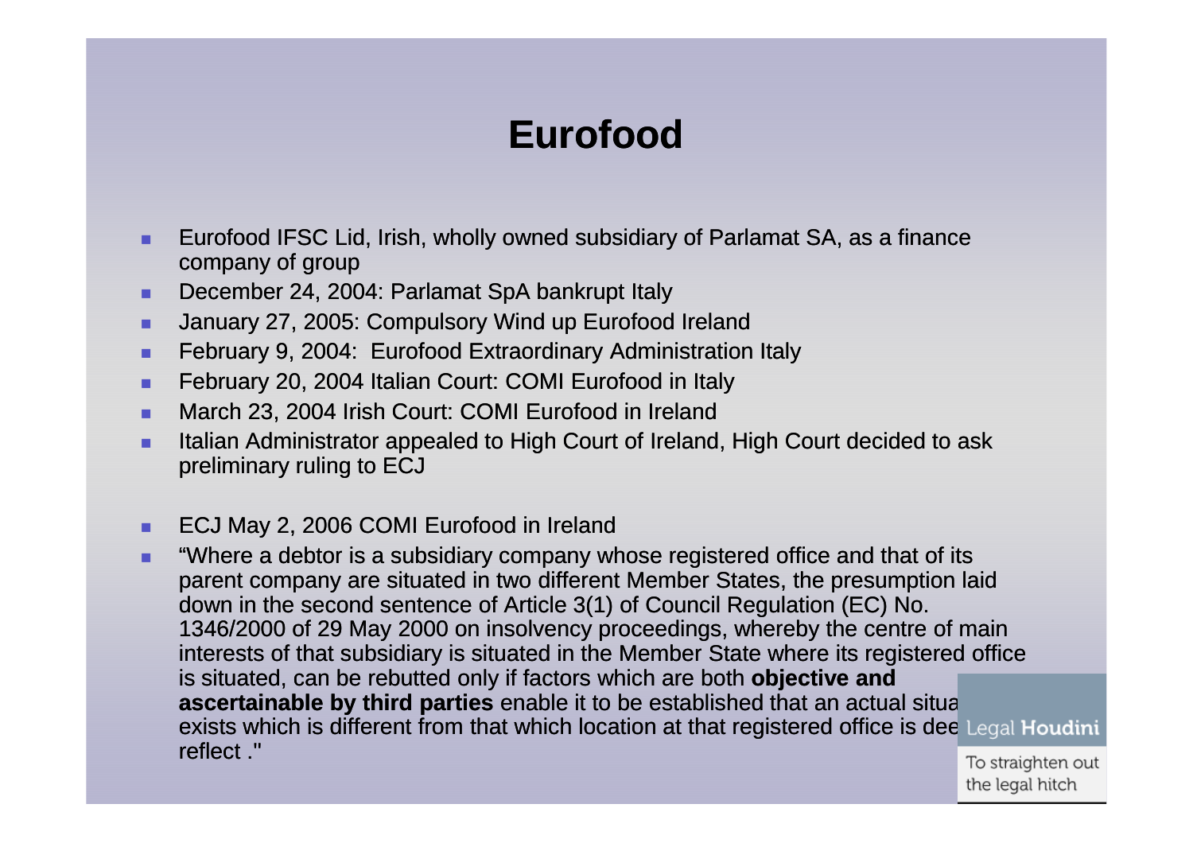# Eurofood

- Eurofood IFSC Lid, Irish, wholly owned subsidiary of Parlamat SA, as a finance company of group
- December 24, 2004: Parlamat SpA bankrupt Italy
- January 27, 2005: Compulsory Wind up Eurofood Ireland
- February 9, 2004: Eurofood Extraordinary Administration Italy
- February 20, 2004 Italian Court: COMI Eurofood in Italy
- March 23, 2004 Irish Court: COMI Eurofood in Ireland
- Italian Administrator appealed to High Court of Ireland, High Court decided to ask preliminary ruling to ECJ

- ECJ May 2, 2006 COMI Eurofood in Ireland
- "Where a debtor is a subsidiary company whose registered office and that of its parent company are situated in two different Member States, the presumption laid down in the second sentence of Article 3(1) of Council Regulation (EC) No. 1346/2000 of 29 May 2000 on insolvency proceedings, whereby the centre of main interests of that subsidiary is situated in the Member State where its registered office is situated, can be rebutted only if factors which are both **objective and ascertainable by third parties** enable it to be established that an actual situa exists which is different from that which location at that registered office is dee reflect ."

Legal **Houdini**

To straighten out the legal hitch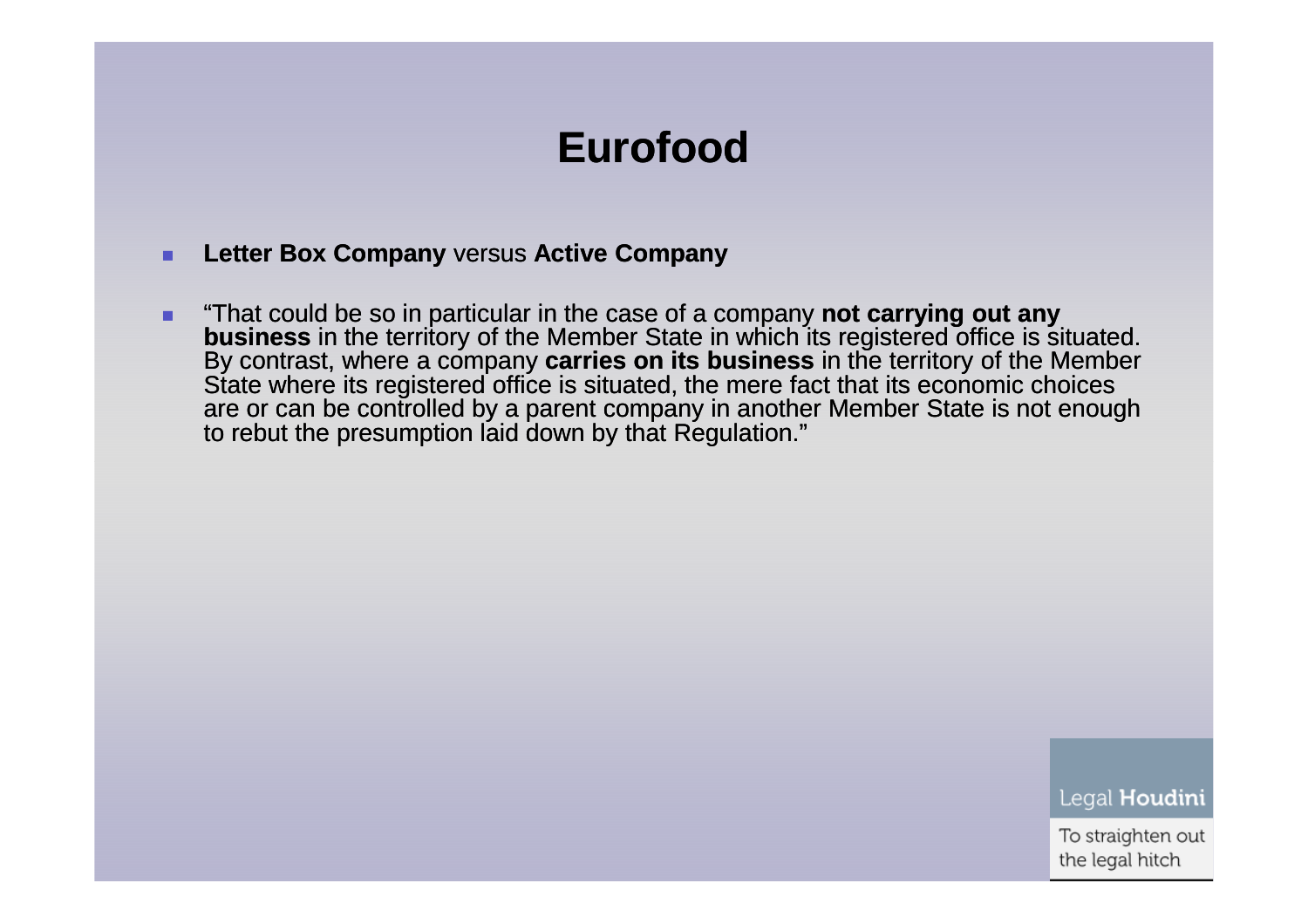# Eurofood

- **Letter Box Company** versus **Active Company**
- "That could be so in particular in the case of a company **not carrying out any business** in the territory of the Member State in which its registered office is situated. By contrast, where a company **carries on its business** in the territory of the Member State where its registered office is situated, the mere fact that its economic choices are or can be controlled by a parent company in another Member State is not enough to rebut the presumption laid down by that Regulation."

Legal **Houdini**

To straighten out the legal hitch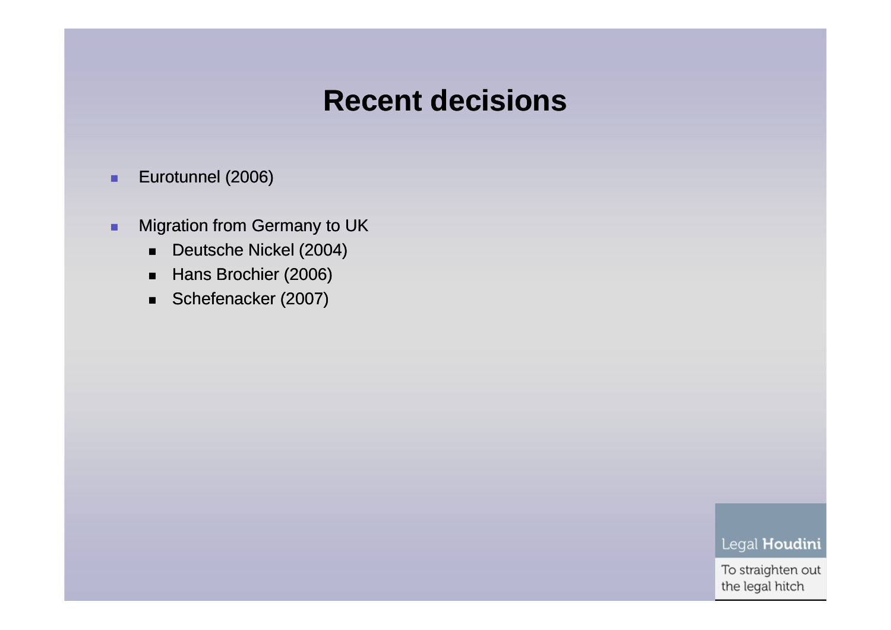# Recent decisions

- Eurotunnel (2006)
- Migration from Germany to UK
  - Deutsche Nickel (2004)
  - Hans Brochier (2006)
  - Schefenacker (2007)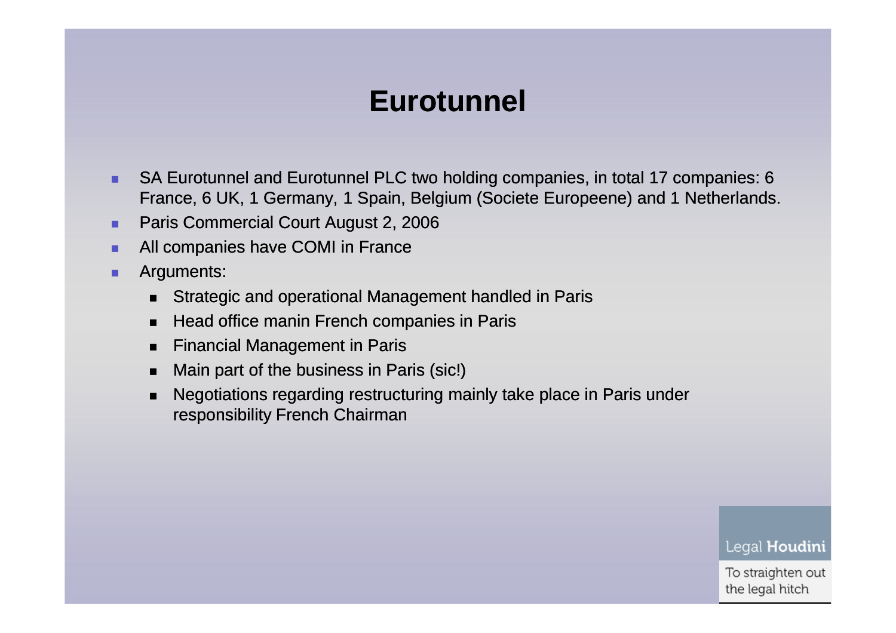# Eurotunnel

- SA Eurotunnel and Eurotunnel PLC two holding companies, in total 17 companies: 6 France, 6 UK, 1 Germany, 1 Spain, Belgium (Societe Europeene) and 1 Netherlands.
- Paris Commercial Court August 2, 2006
- All companies have COMI in France
- Arguments:
  - Strategic and operational Management handled in Paris
  - Head office manin French companies in Paris
  - Financial Management in Paris
  - Main part of the business in Paris (sic!)
  - Negotiations regarding restructuring mainly take place in Paris under responsibility French Chairman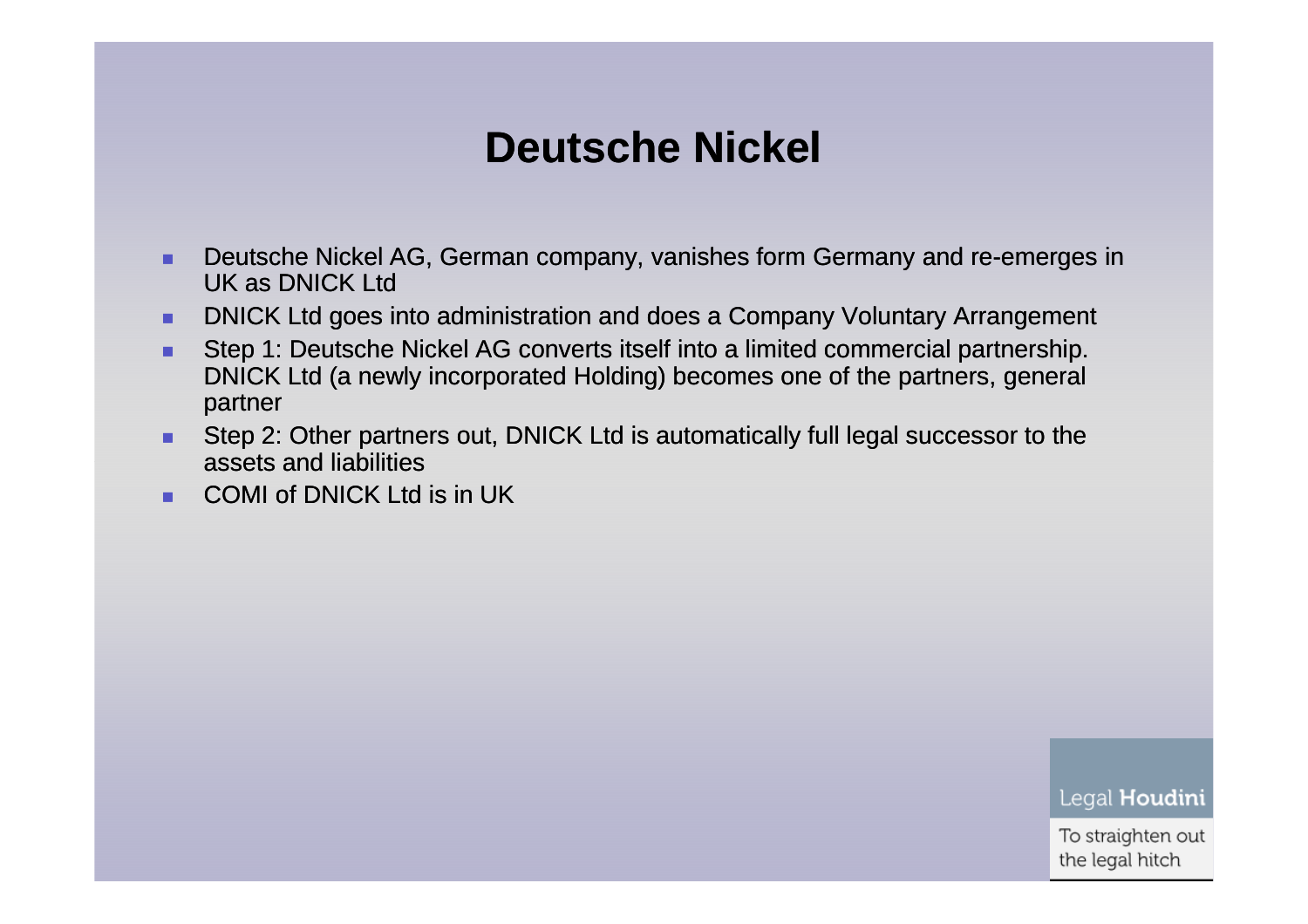# Deutsche Nickel

- Deutsche Nickel AG, German company, vanishes form Germany and re-emerges in UK as DNICK Ltd
- DNICK Ltd goes into administration and does a Company Voluntary Arrangement
- Step 1: Deutsche Nickel AG converts itself into a limited commercial partnership. DNICK Ltd (a newly incorporated Holding) becomes one of the partners, general partner
- Step 2: Other partners out, DNICK Ltd is automatically full legal successor to the assets and liabilities
- COMI of DNICK Ltd is in UK

Legal **Houdini**

To straighten out the legal hitch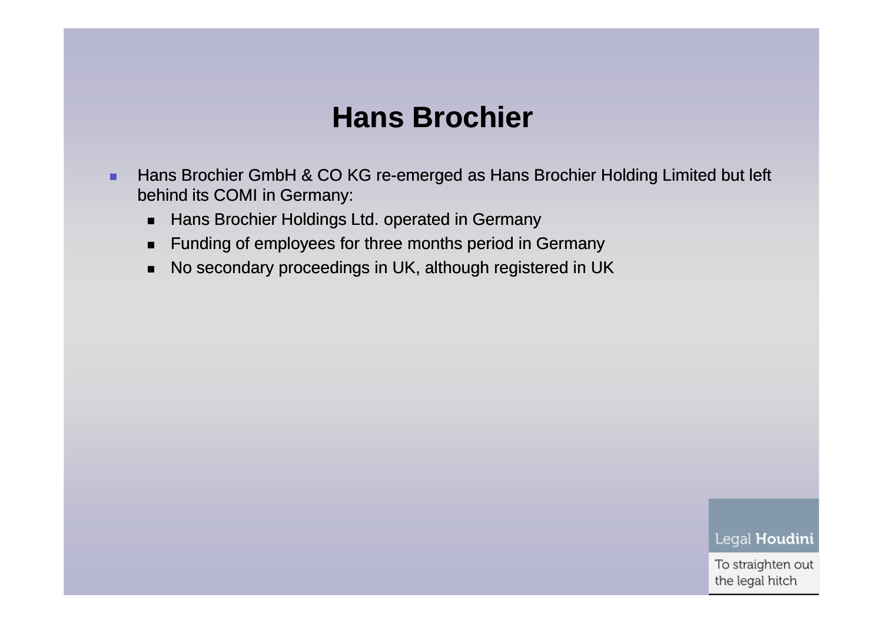# Hans Brochier

- Hans Brochier GmbH & CO KG re-emerged as Hans Brochier Holding Limited but left behind its COMI in Germany:
  - Hans Brochier Holdings Ltd. operated in Germany
  - Funding of employees for three months period in Germany
  - No secondary proceedings in UK, although registered in UK

Legal **Houdini**

To straighten out the legal hitch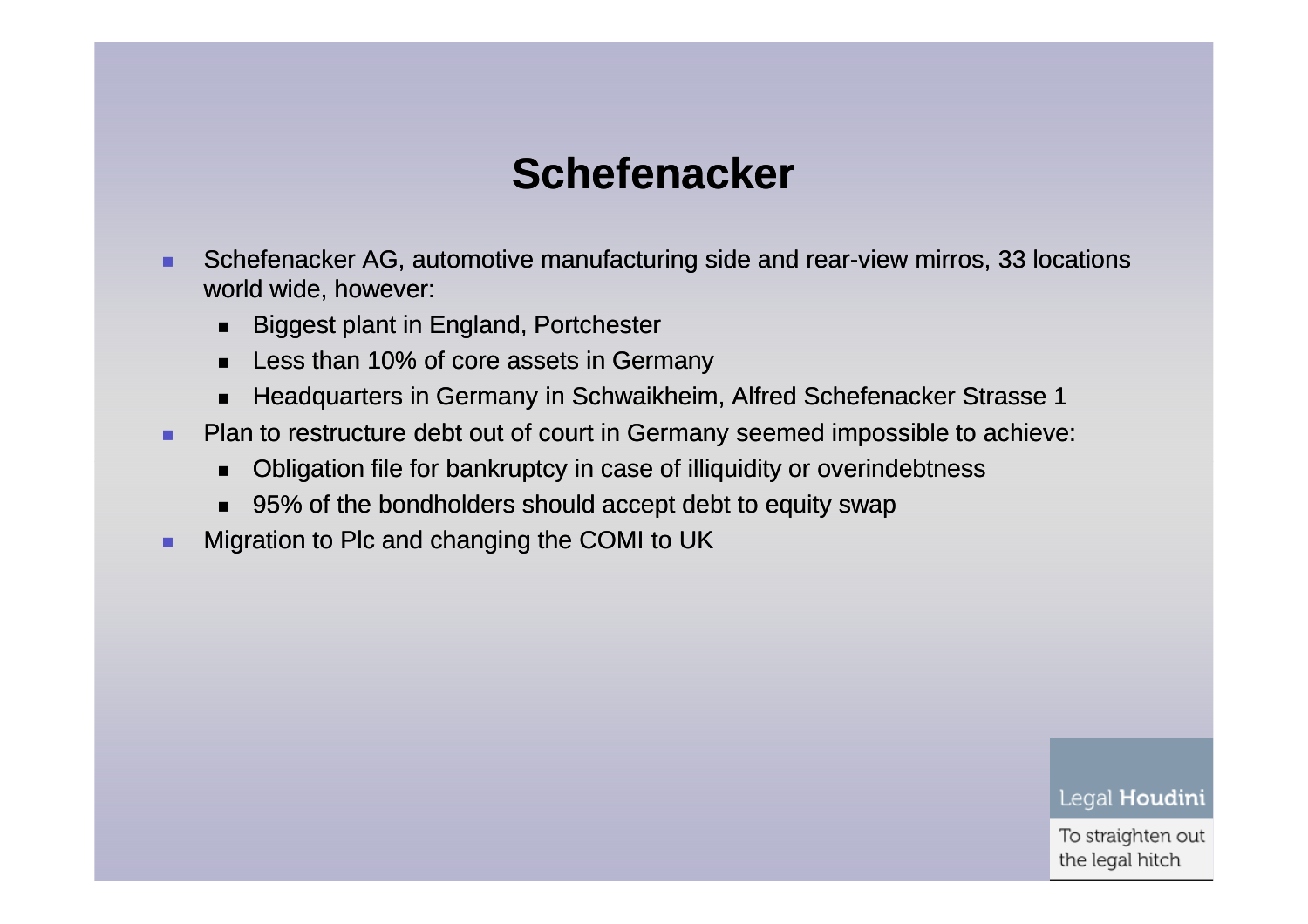# Schefenacker

- Schefenacker AG, automotive manufacturing side and rear-view mirros, 33 locations world wide, however:
  - Biggest plant in England, Portchester
  - Less than 10% of core assets in Germany
  - Headquarters in Germany in Schwaikheim, Alfred Schefenacker Strasse 1
- Plan to restructure debt out of court in Germany seemed impossible to achieve:
  - Obligation file for bankruptcy in case of illiquidity or overindebtness
  - 95% of the bondholders should accept debt to equity swap
- Migration to Plc and changing the COMI to UK

Legal **Houdini**

To straighten out the legal hitch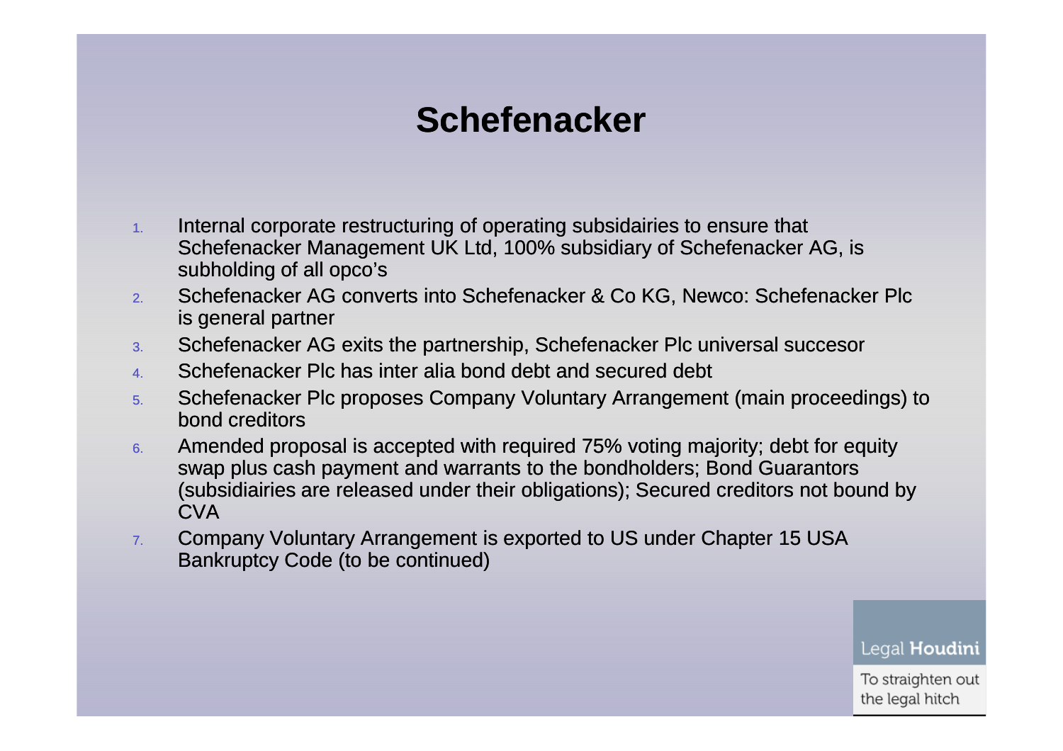# Schefenacker

1. Internal corporate restructuring of operating subsidairies to ensure that Schefenacker Management UK Ltd, 100% subsidiary of Schefenacker AG, is subholding of all opco's
2. Schefenacker AG converts into Schefenacker & Co KG, Newco: Schefenacker Plc is general partner
3. Schefenacker AG exits the partnership, Schefenacker Plc universal succesor
4. Schefenacker Plc has inter alia bond debt and secured debt
5. Schefenacker Plc proposes Company Voluntary Arrangement (main proceedings) to bond creditors
6. Amended proposal is accepted with required 75% voting majority; debt for equity swap plus cash payment and warrants to the bondholders; Bond Guarantors (subsidiairies are released under their obligations); Secured creditors not bound by CVA
7. Company Voluntary Arrangement is exported to US under Chapter 15 USA Bankruptcy Code (to be continued)

Legal **Houdini**

To straighten out the legal hitch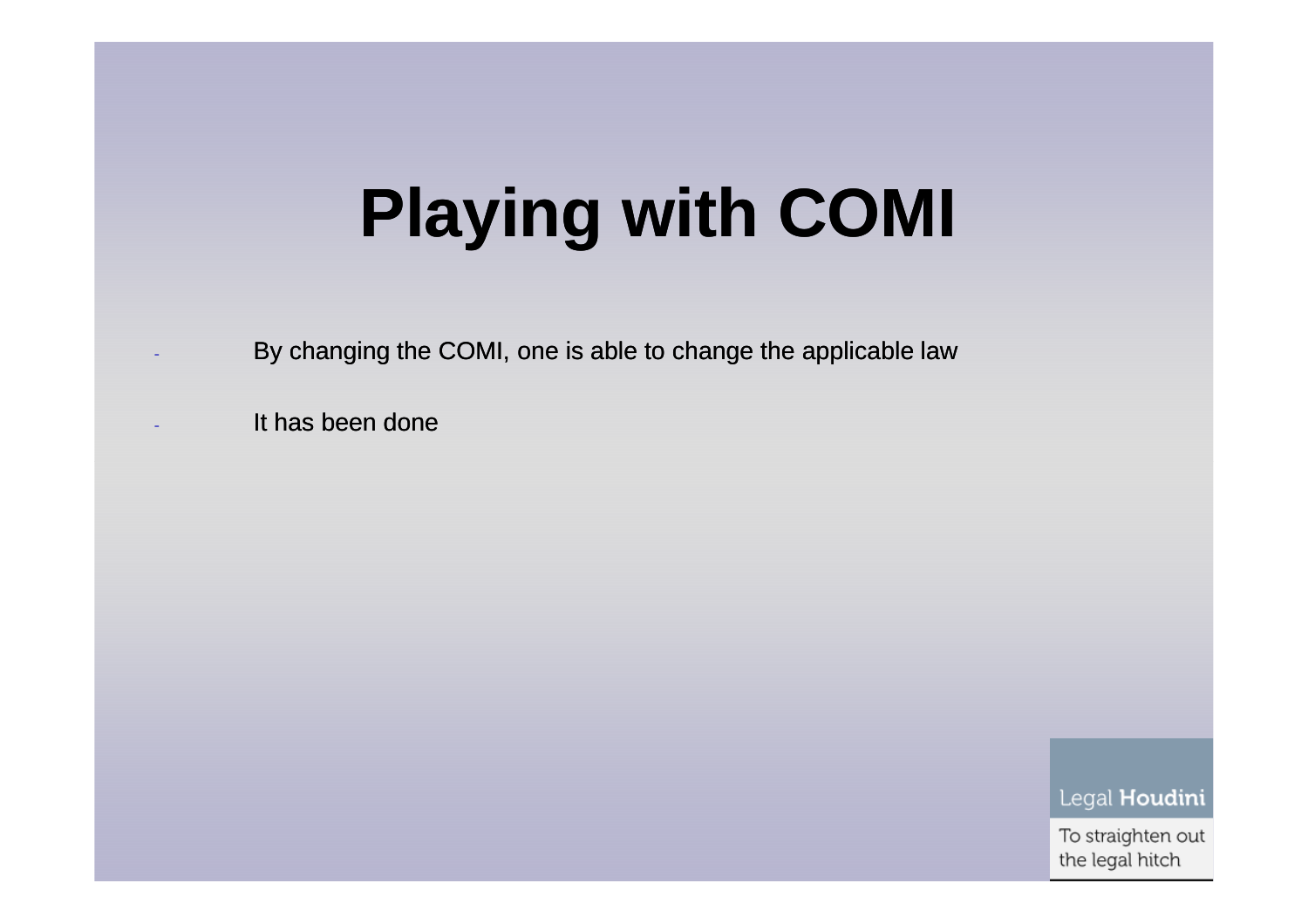# Playing with COMI

- By changing the COMI, one is able to change the applicable law
- It has been done

Legal **Houdini**

To straighten out the legal hitch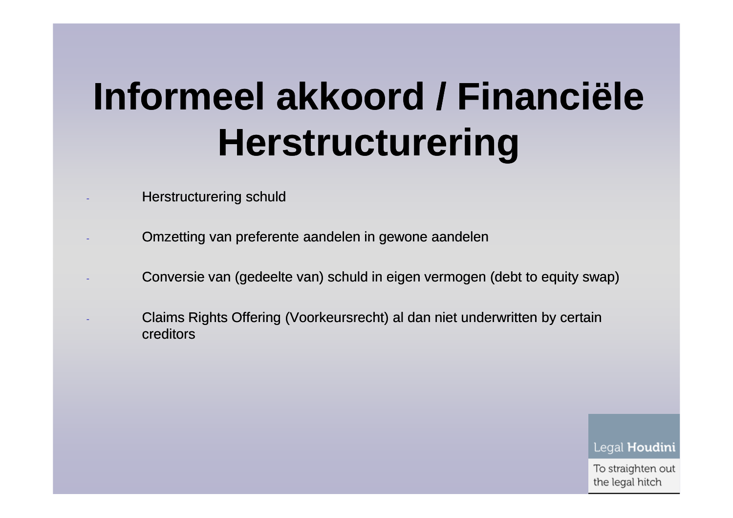# Informeel akkoord / Financiële Herstructurering

- Herstructurering schuld
- Omzetting van preferente aandelen in gewone aandelen
- Conversie van (gedeelte van) schuld in eigen vermogen (debt to equity swap)
- Claims Rights Offering (Voorkeursrecht) al dan niet underwritten by certain creditors

Legal **Houdini**

To straighten out the legal hitch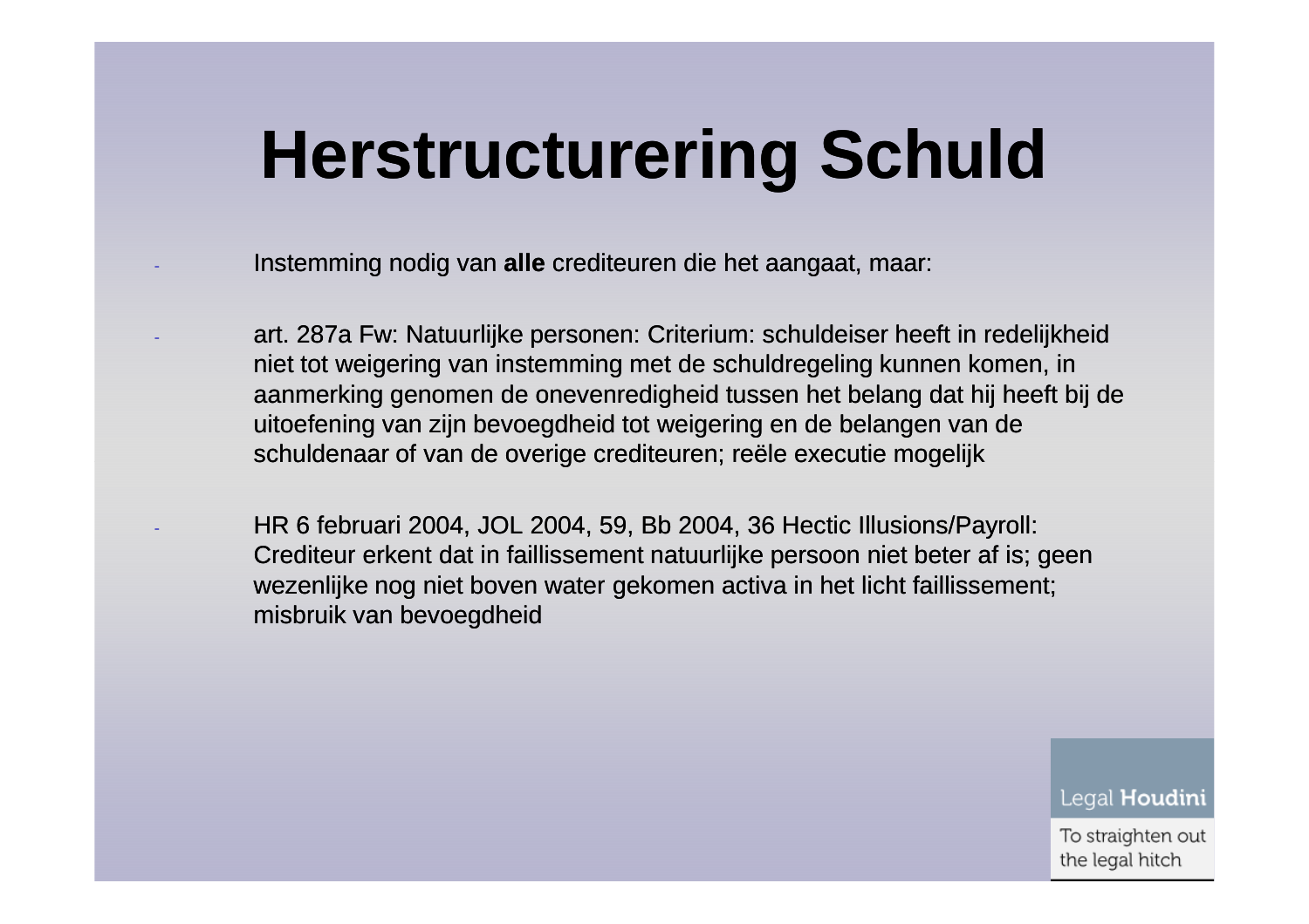# Herstructurering Schuld

- Instemming nodig van **alle** crediteuren die het aangaat, maar:

- art. 287a Fw: Natuurlijke personen: Criterium: schuldeiser heeft in redelijkheid niet tot weigering van instemming met de schuldregeling kunnen komen, in aanmerking genomen de onevenredigheid tussen het belang dat hij heeft bij de uitoefening van zijn bevoegdheid tot weigering en de belangen van de schuldenaar of van de overige crediteuren; reële executie mogelijk

- HR 6 februari 2004, JOL 2004, 59, Bb 2004, 36 Hectic Illusions/Payroll: Crediteur erkent dat in faillissement natuurlijke persoon niet beter af is; geen wezenlijke nog niet boven water gekomen activa in het licht faillissement; misbruik van bevoegdheid

Legal **Houdini**

To straighten out the legal hitch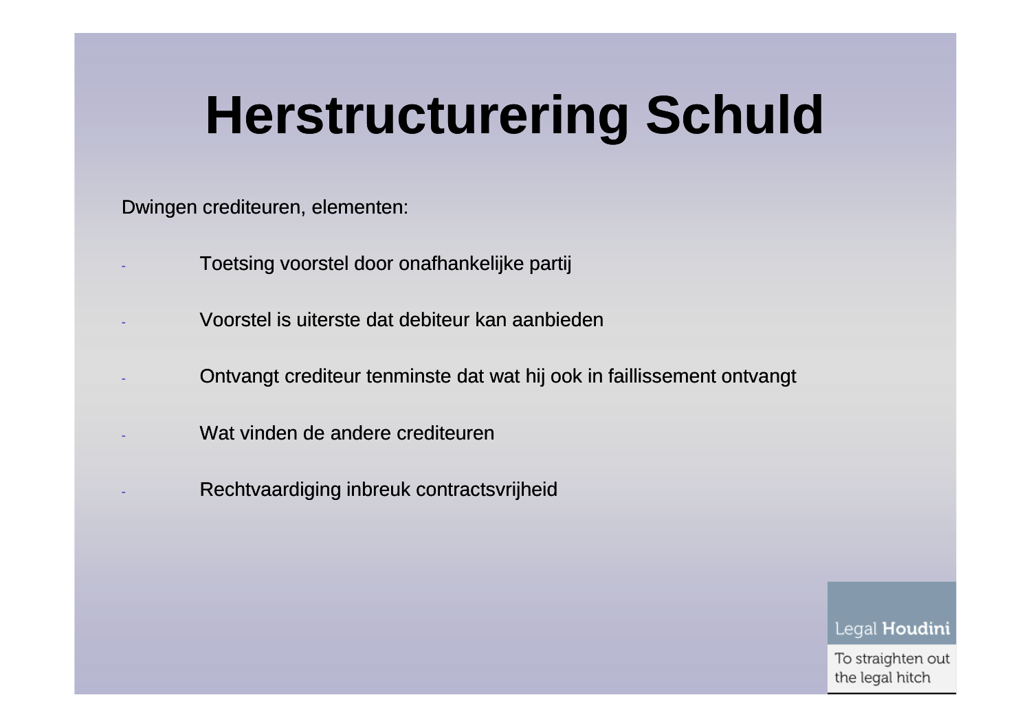# Herstructurering Schuld

Dwingen crediteuren, elementen:

- Toetsing voorstel door onafhankelijke partij
- Voorstel is uiterste dat debiteur kan aanbieden
- Ontvangt crediteur tenminste dat wat hij ook in faillissement ontvangt
- Wat vinden de andere crediteuren
- Rechtvaardiging inbreuk contractsvrijheid

Legal **Houdini**

To straighten out the legal hitch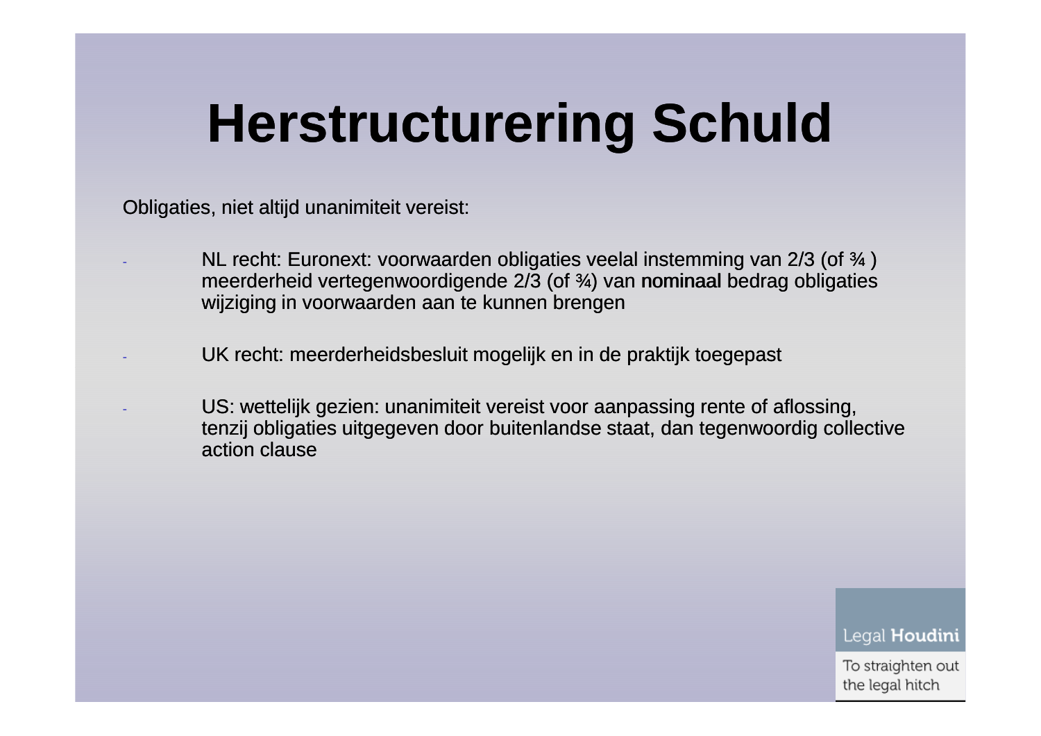# Herstructurering Schuld

Obligaties, niet altijd unanimiteit vereist:

- NL recht: Euronext: voorwaarden obligaties veelal instemming van 2/3 (of ¾ ) meerderheid vertegenwoordigende 2/3 (of ¾) van **nominaal** bedrag obligaties wijziging in voorwaarden aan te kunnen brengen

- UK recht: meerderheidsbesluit mogelijk en in de praktijk toegepast

- US: wettelijk gezien: unanimiteit vereist voor aanpassing rente of aflossing, tenzij obligaties uitgegeven door buitenlandse staat, dan tegenwoordig collective action clause

Legal **Houdini**

To straighten out the legal hitch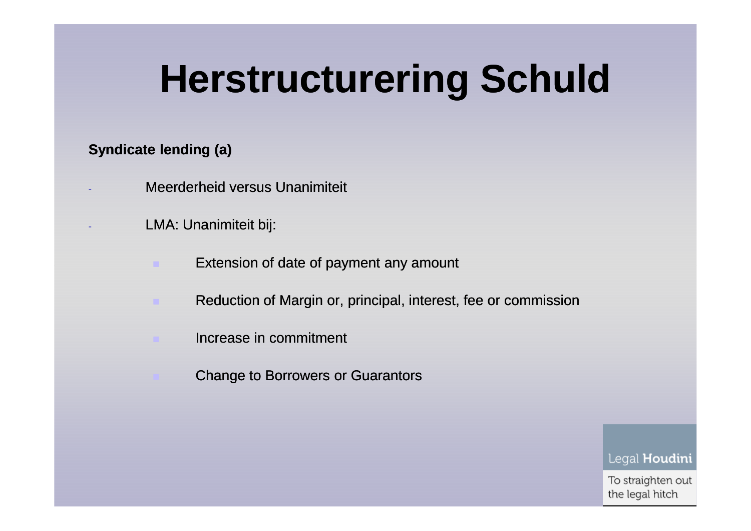# Herstructurering Schuld

**Syndicate lending (a)**

- Meerderheid versus Unanimiteit
- LMA: Unanimiteit bij:
  - Extension of date of payment any amount
  - Reduction of Margin or, principal, interest, fee or commission
  - Increase in commitment
  - Change to Borrowers or Guarantors

Legal **Houdini**

To straighten out the legal hitch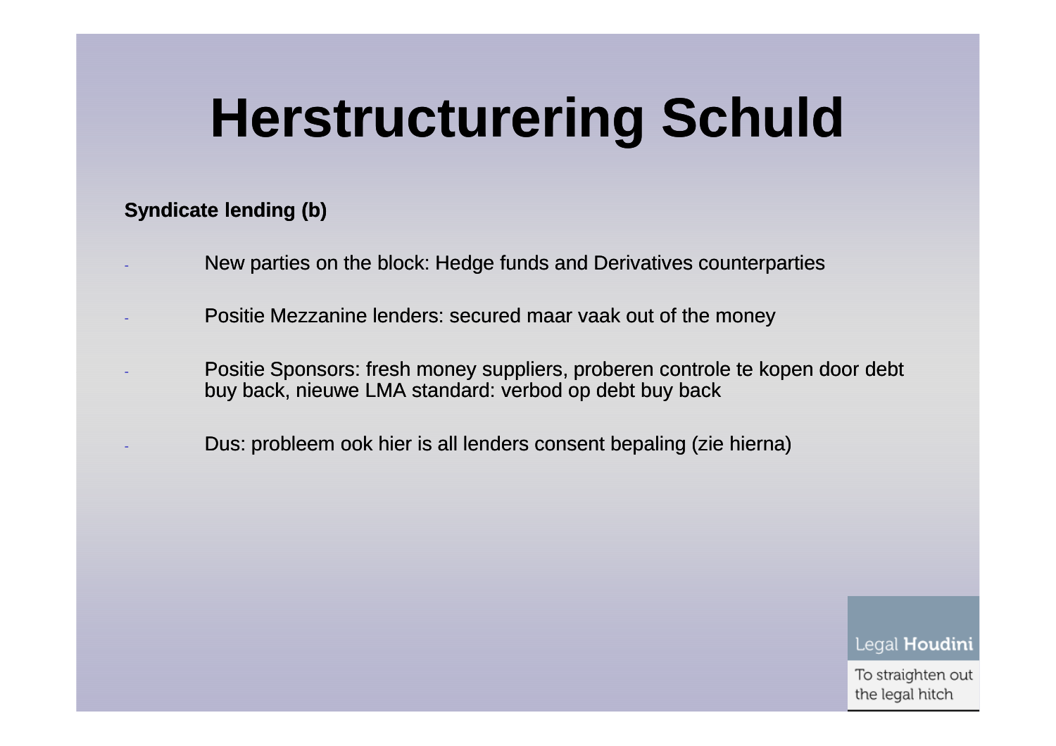# Herstructurering Schuld

**Syndicate lending (b)**

- New parties on the block: Hedge funds and Derivatives counterparties
- Positie Mezzanine lenders: secured maar vaak out of the money
- Positie Sponsors: fresh money suppliers, proberen controle te kopen door debt buy back, nieuwe LMA standard: verbod op debt buy back
- Dus: probleem ook hier is all lenders consent bepaling (zie hierna)

Legal **Houdini**

To straighten out the legal hitch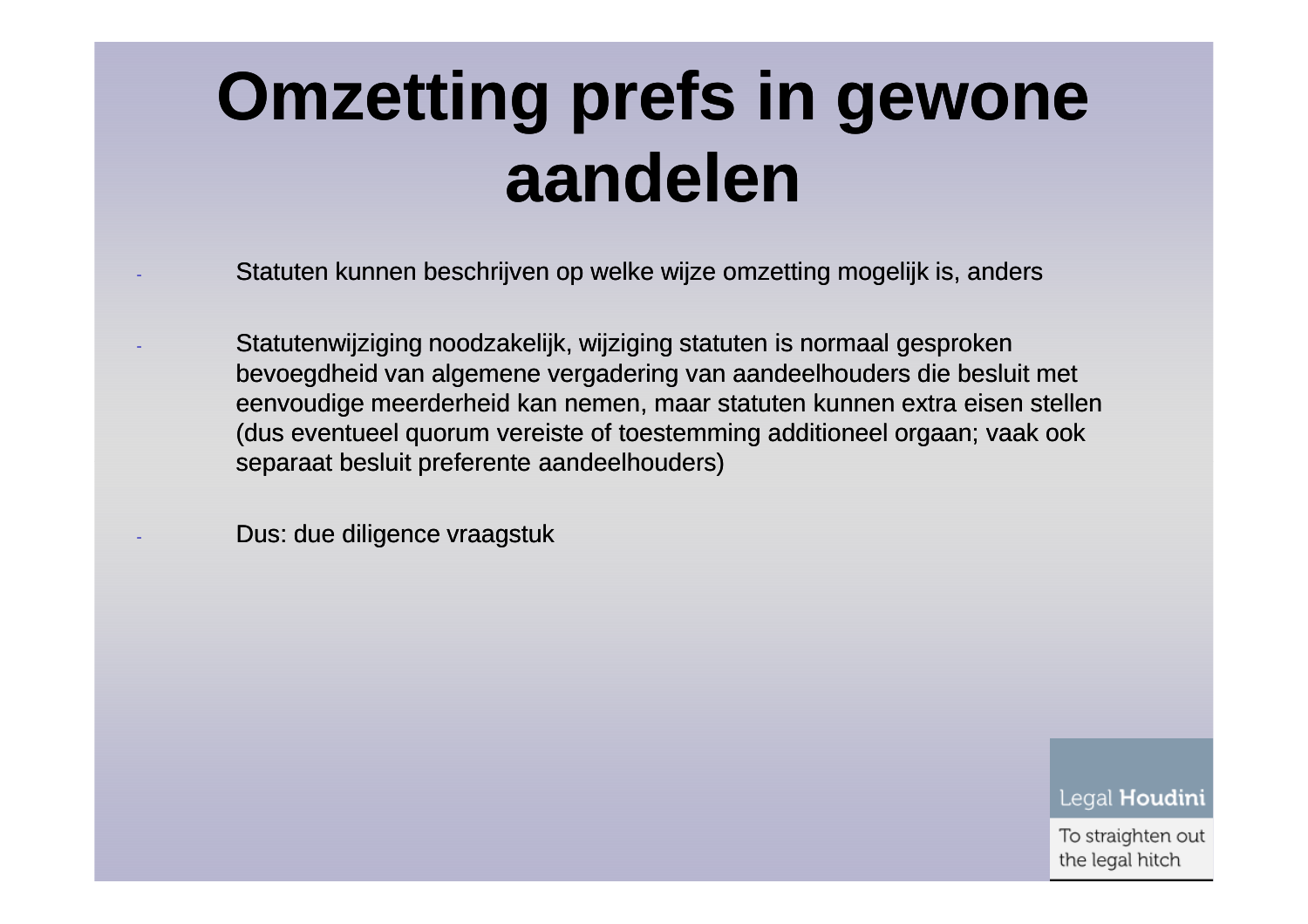# Omzetting prefs in gewone aandelen

- Statuten kunnen beschrijven op welke wijze omzetting mogelijk is, anders
- Statutenwijziging noodzakelijk, wijziging statuten is normaal gesproken bevoegdheid van algemene vergadering van aandeelhouders die besluit met eenvoudige meerderheid kan nemen, maar statuten kunnen extra eisen stellen (dus eventueel quorum vereiste of toestemming additioneel orgaan; vaak ook separaat besluit preferente aandeelhouders)
- Dus: due diligence vraagstuk

Legal **Houdini**

To straighten out the legal hitch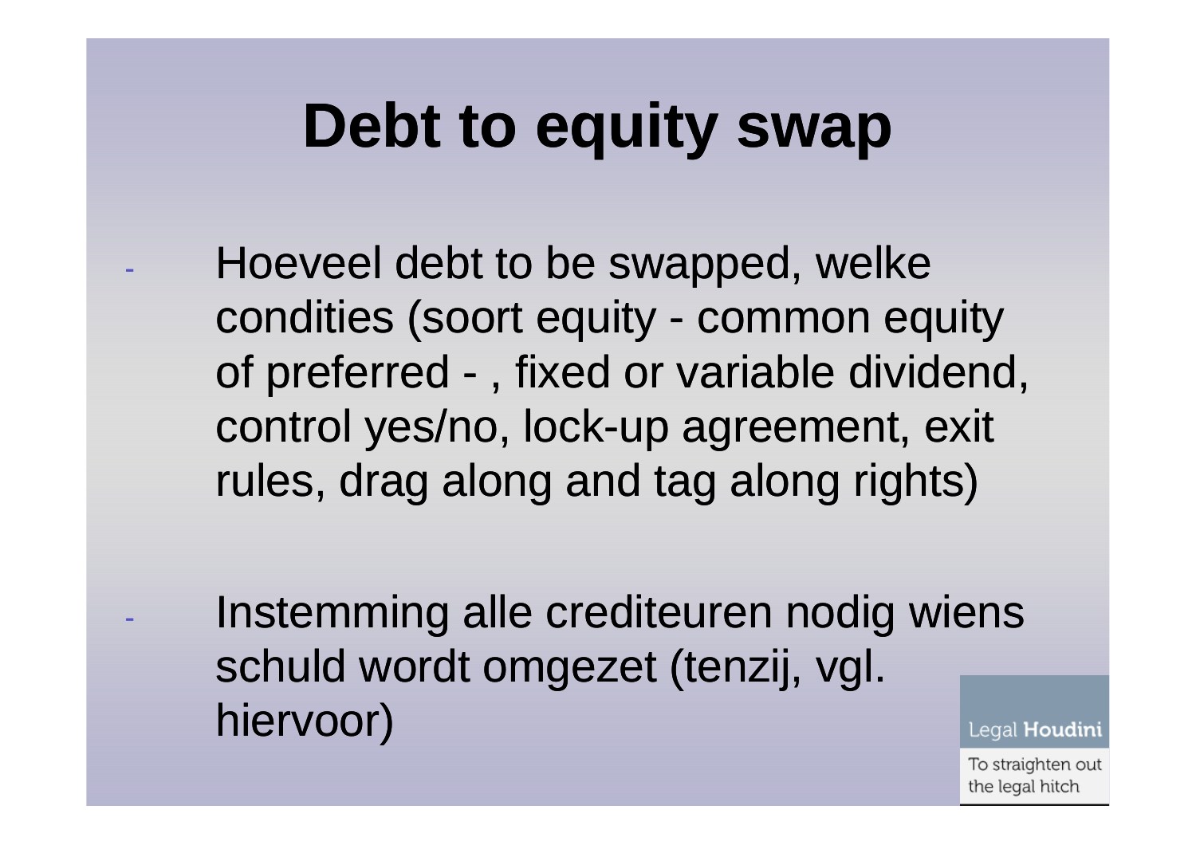# Debt to equity swap

- Hoeveel debt to be swapped, welke condities (soort equity - common equity of preferred - , fixed or variable dividend, control yes/no, lock-up agreement, exit rules, drag along and tag along rights)

- Instemming alle crediteuren nodig wiens schuld wordt omgezet (tenzij, vgl. hiervoor)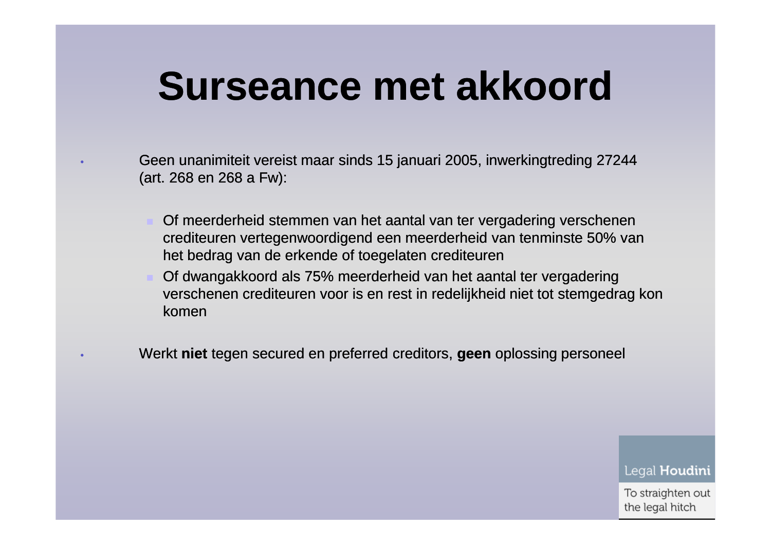# Surseance met akkoord

- Geen unanimiteit vereist maar sinds 15 januari 2005, inwerkingtreding 27244 (art. 268 en 268 a Fw):
  - Of meerderheid stemmen van het aantal van ter vergadering verschenen crediteuren vertegenwoordigend een meerderheid van tenminste 50% van het bedrag van de erkende of toegelaten crediteuren
  - Of dwangakkoord als 75% meerderheid van het aantal ter vergadering verschenen crediteuren voor is en rest in redelijkheid niet tot stemgedrag kon komen
- Werkt **niet** tegen secured en preferred creditors, **geen** oplossing personeel

Legal **Houdini**

To straighten out the legal hitch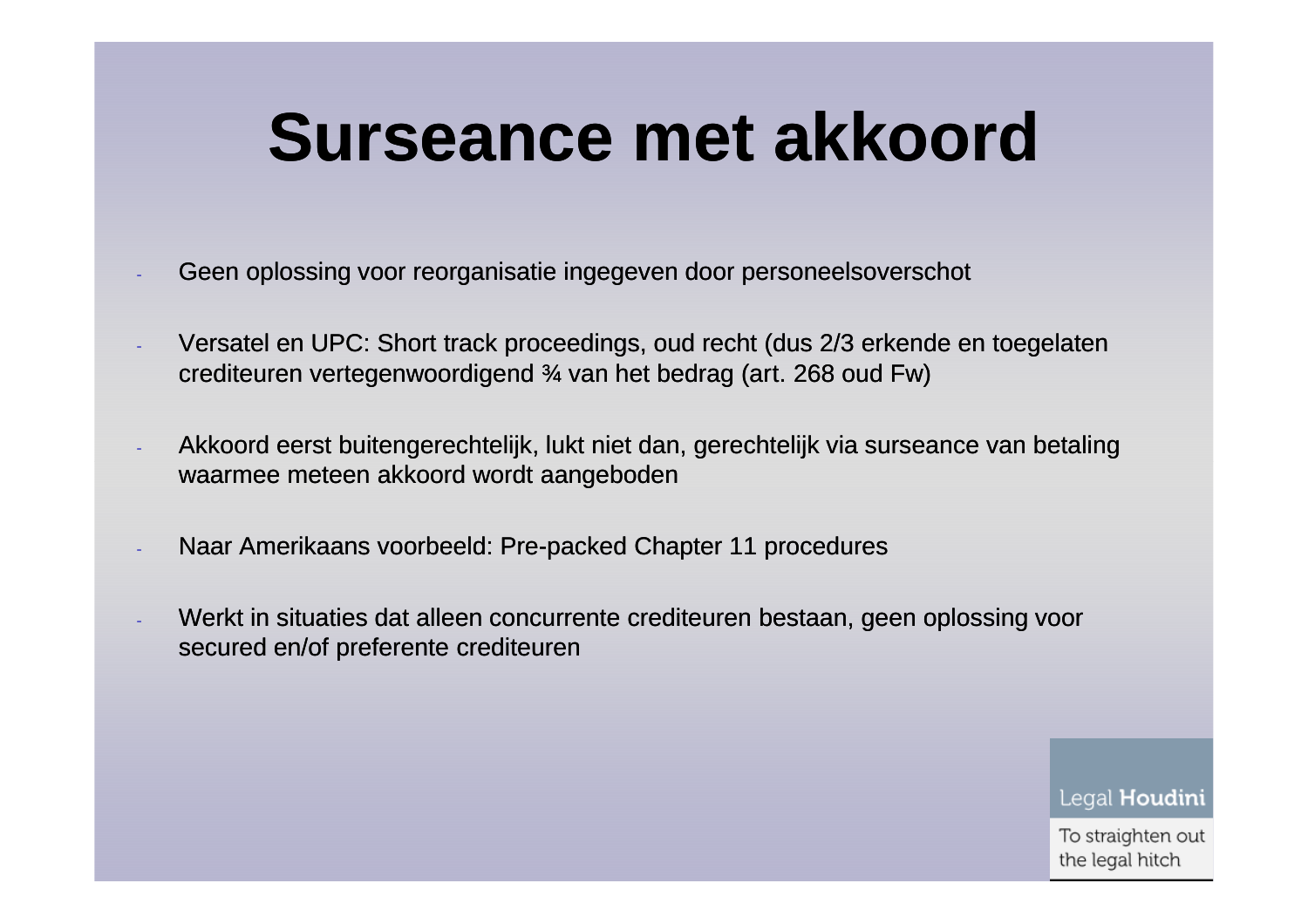# Surseance met akkoord

- Geen oplossing voor reorganisatie ingegeven door personeelsoverschot
- Versatel en UPC: Short track proceedings, oud recht (dus 2/3 erkende en toegelaten crediteuren vertegenwoordigend ¾ van het bedrag (art. 268 oud Fw)
- Akkoord eerst buitengerechtelijk, lukt niet dan, gerechtelijk via surseance van betaling waarmee meteen akkoord wordt aangeboden
- Naar Amerikaans voorbeeld: Pre-packed Chapter 11 procedures
- Werkt in situaties dat alleen concurrente crediteuren bestaan, geen oplossing voor secured en/of preferente crediteuren

Legal **Houdini**

To straighten out the legal hitch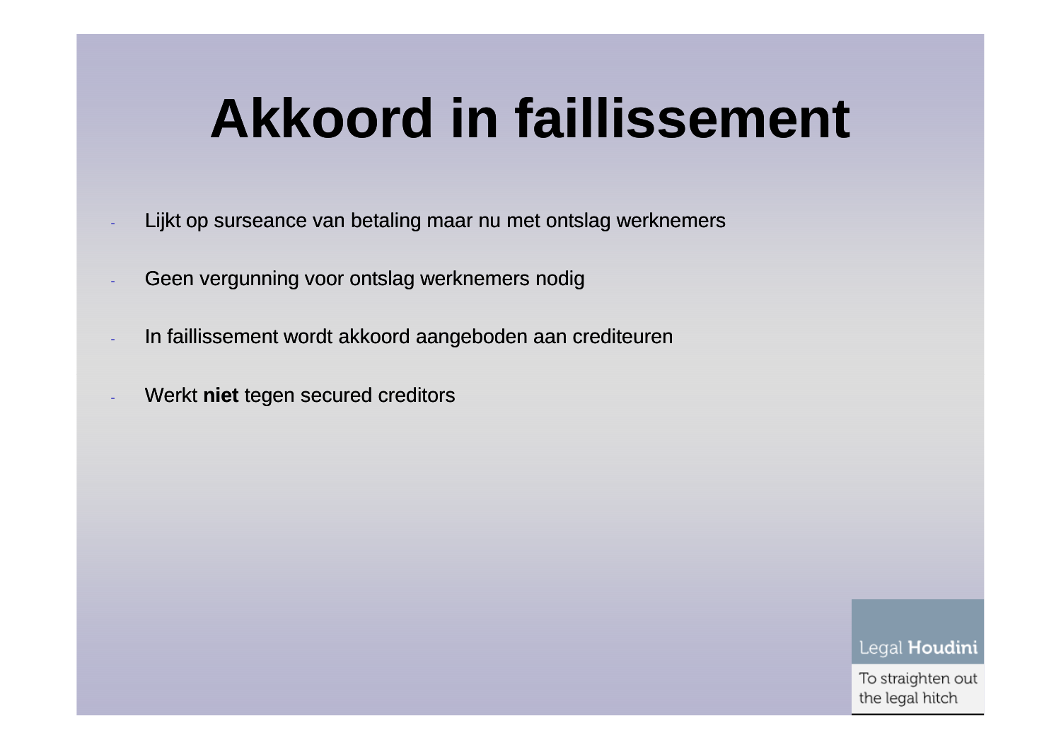# Akkoord in faillissement

- Lijkt op surseance van betaling maar nu met ontslag werknemers
- Geen vergunning voor ontslag werknemers nodig
- In faillissement wordt akkoord aangeboden aan crediteuren
- Werkt **niet** tegen secured creditors

Legal **Houdini**

To straighten out the legal hitch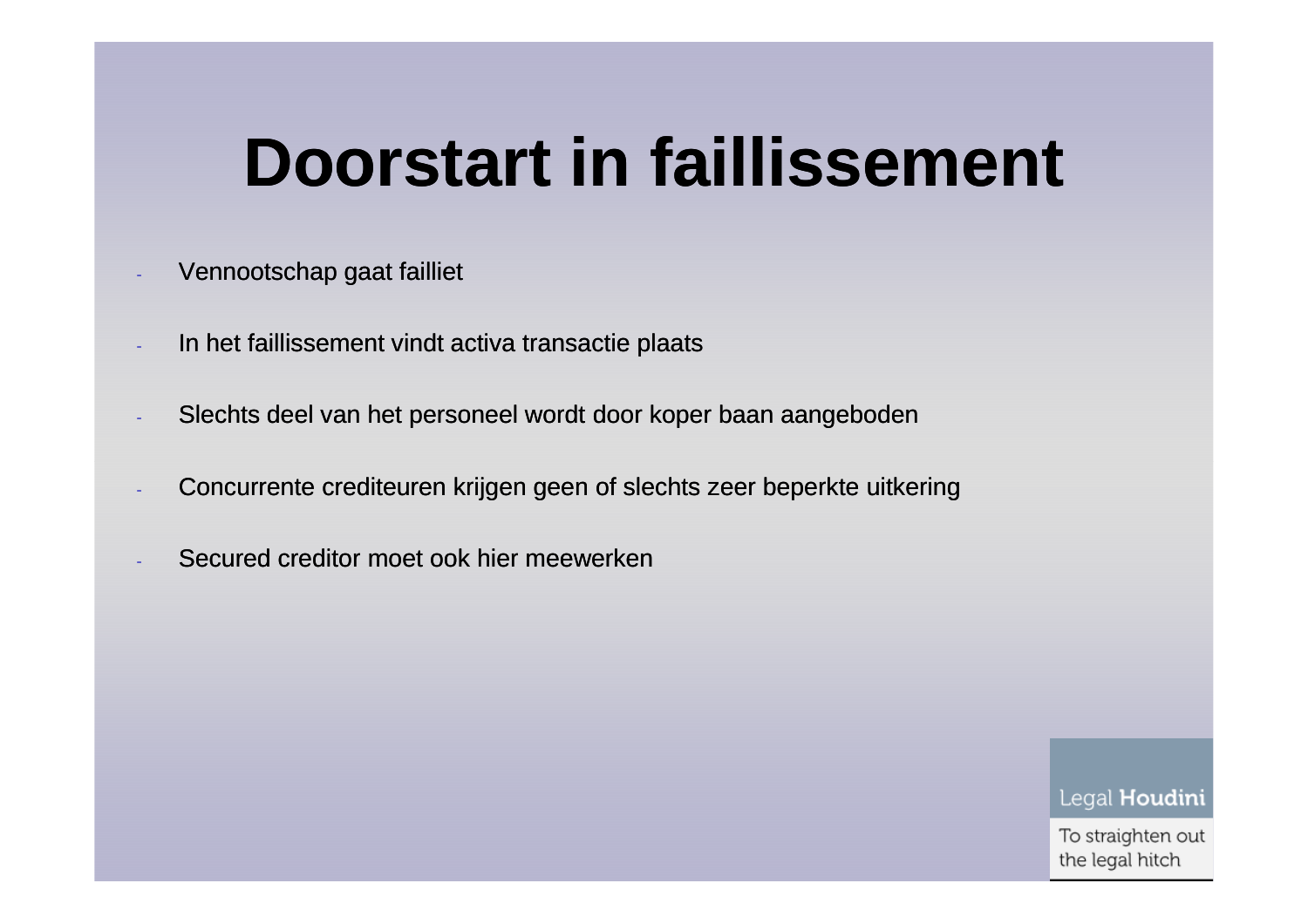# Doorstart in faillissement

- Vennootschap gaat failliet
- In het faillissement vindt activa transactie plaats
- Slechts deel van het personeel wordt door koper baan aangeboden
- Concurrente crediteuren krijgen geen of slechts zeer beperkte uitkering
- Secured creditor moet ook hier meewerken

Legal **Houdini**

To straighten out the legal hitch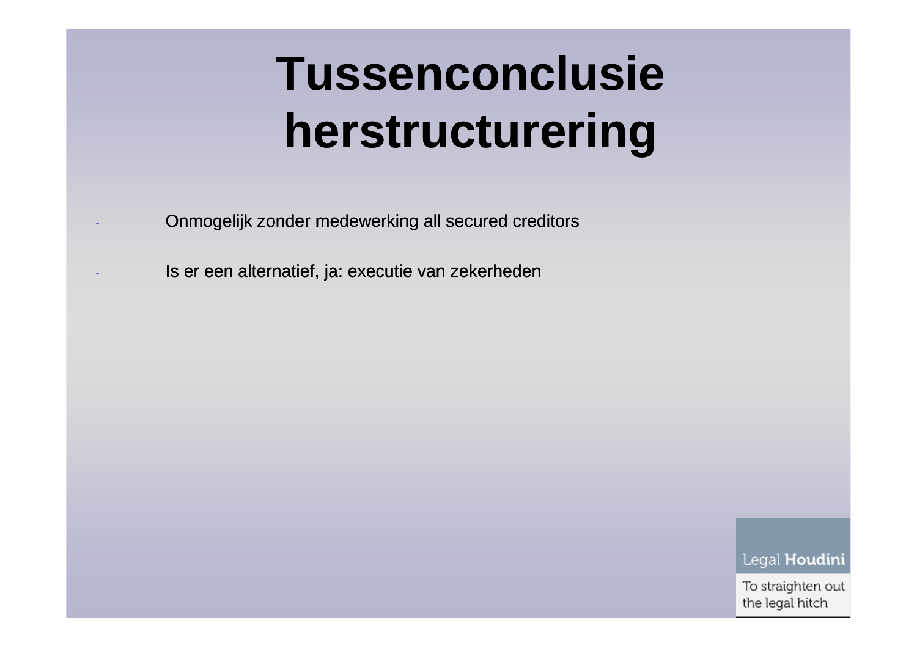# Tussenconclusie herstructurering

- Onmogelijk zonder medewerking all secured creditors
- Is er een alternatief, ja: executie van zekerheden

Legal Houdini

To straighten out the legal hitch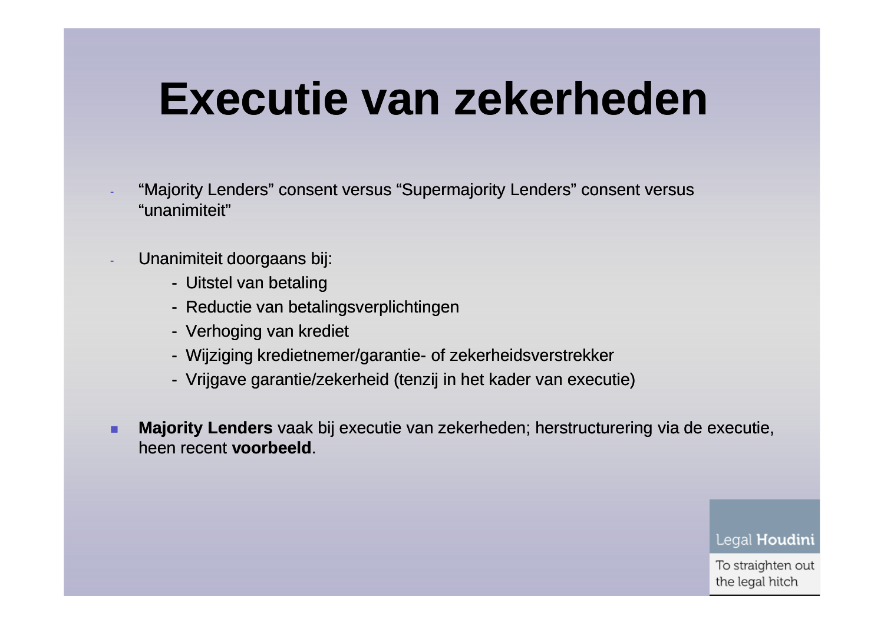# Executie van zekerheden

- “Majority Lenders” consent versus “Supermajority Lenders” consent versus “unanimiteit”

- Unanimiteit doorgaans bij:
  - Uitstel van betaling
  - Reductie van betalingsverplichtingen
  - Verhoging van krediet
  - Wijziging kredietnemer/garantie- of zekerheidsverstrekker
  - Vrijgave garantie/zekerheid (tenzij in het kader van executie)

- **Majority Lenders** vaak bij executie van zekerheden; herstructurering via de executie, heen recent **voorbeeld**.

Legal **Houdini**

To straighten out the legal hitch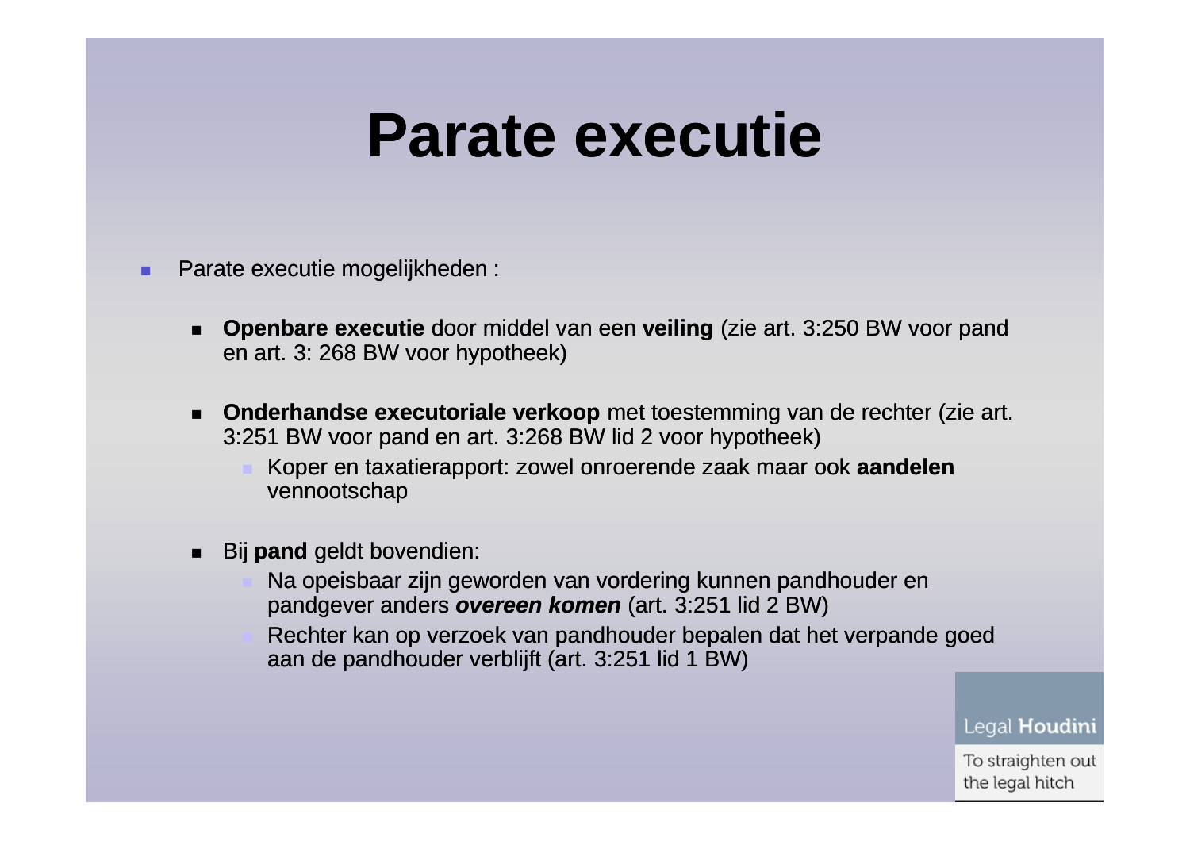# Parate executie

- Parate executie mogelijkheden :
  - **Openbare executie** door middel van een **veiling** (zie art. 3:250 BW voor pand en art. 3: 268 BW voor hypotheek)
  - **Onderhandse executoriale verkoop** met toestemming van de rechter (zie art. 3:251 BW voor pand en art. 3:268 BW lid 2 voor hypotheek)
    - Koper en taxatierapport: zowel onroerende zaak maar ook **aandelen** vennootschap
  - Bij **pand** geldt bovendien:
    - Na opeisbaar zijn geworden van vordering kunnen pandhouder en pandgever anders ***overeen komen*** (art. 3:251 lid 2 BW)
    - Rechter kan op verzoek van pandhouder bepalen dat het verpande goed aan de pandhouder verblijft (art. 3:251 lid 1 BW)

Legal **Houdini**

To straighten out the legal hitch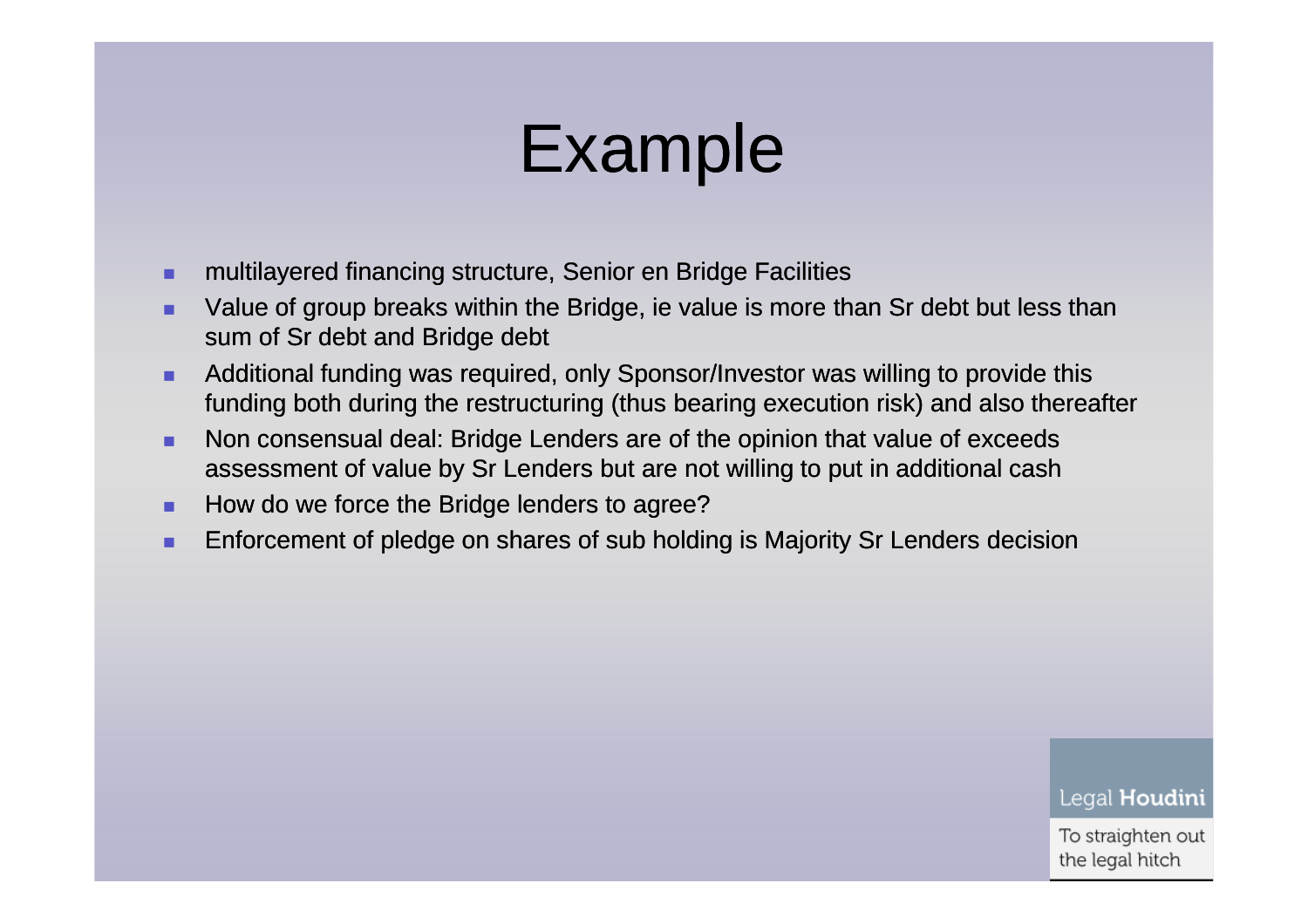# Example

- multilayered financing structure, Senior en Bridge Facilities
- Value of group breaks within the Bridge, ie value is more than Sr debt but less than sum of Sr debt and Bridge debt
- Additional funding was required, only Sponsor/Investor was willing to provide this funding both during the restructuring (thus bearing execution risk) and also thereafter
- Non consensual deal: Bridge Lenders are of the opinion that value of exceeds assessment of value by Sr Lenders but are not willing to put in additional cash
- How do we force the Bridge lenders to agree?
- Enforcement of pledge on shares of sub holding is Majority Sr Lenders decision

Legal **Houdini**

To straighten out the legal hitch